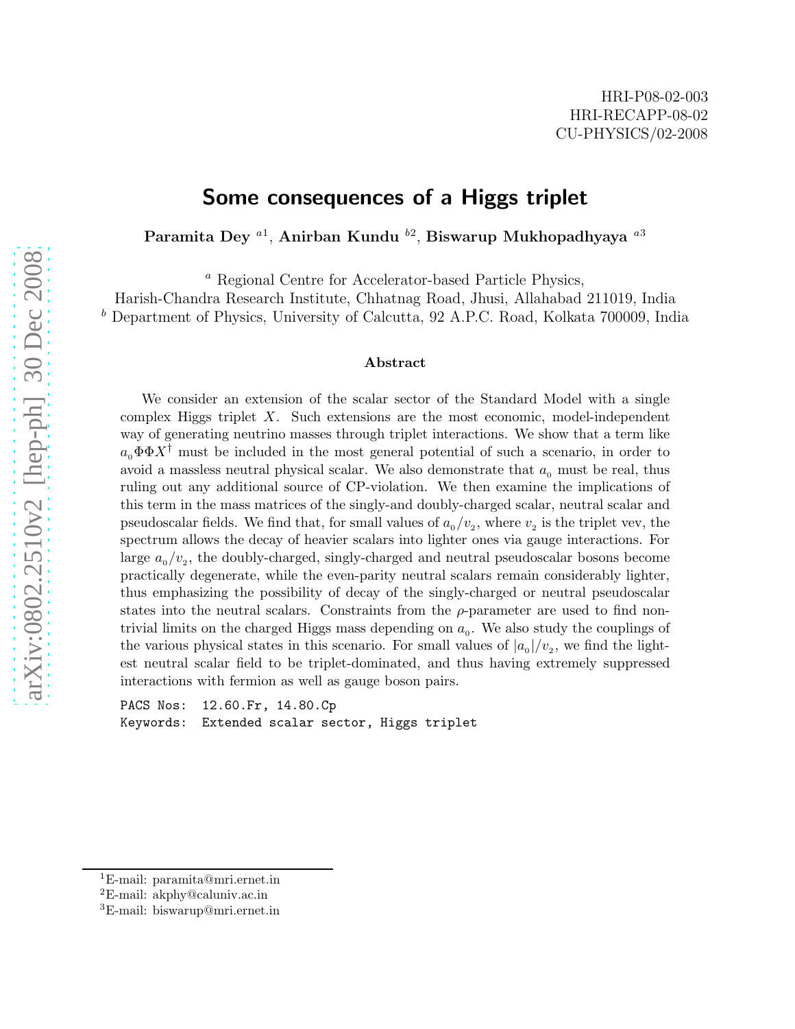HRI-P08-02-003
HRI-RECAPP-08-02
CU-PHYSICS/02-2008

# Some consequences of a Higgs triplet

**Paramita Dey** [a1], **Anirban Kundu** [b2], **Biswarup Mukhopadhyaya** [a3]

[a] Regional Centre for Accelerator-based Particle Physics,
Harish-Chandra Research Institute, Chhatnag Road, Jhusi, Allahabad 211019, India
[b] Department of Physics, University of Calcutta, 92 A.P.C. Road, Kolkata 700009, India

### Abstract

We consider an extension of the scalar sector of the Standard Model with a single complex Higgs triplet $X$. Such extensions are the most economic, model-independent way of generating neutrino masses through triplet interactions. We show that a term like $a_0 \Phi\Phi X^\dagger$ must be included in the most general potential of such a scenario, in order to avoid a massless neutral physical scalar. We also demonstrate that $a_0$ must be real, thus ruling out any additional source of CP-violation. We then examine the implications of this term in the mass matrices of the singly-and doubly-charged scalar, neutral scalar and pseudoscalar fields. We find that, for small values of $a_0/v_2$, where $v_2$ is the triplet vev, the spectrum allows the decay of heavier scalars into lighter ones via gauge interactions. For large $a_0/v_2$, the doubly-charged, singly-charged and neutral pseudoscalar bosons become practically degenerate, while the even-parity neutral scalars remain considerably lighter, thus emphasizing the possibility of decay of the singly-charged or neutral pseudoscalar states into the neutral scalars. Constraints from the $\rho$-parameter are used to find non-trivial limits on the charged Higgs mass depending on $a_0$. We also study the couplings of the various physical states in this scenario. For small values of $|a_0|/v_2$, we find the lightest neutral scalar field to be triplet-dominated, and thus having extremely suppressed interactions with fermion as well as gauge boson pairs.

PACS Nos: 12.60.Fr, 14.80.Cp
Keywords: Extended scalar sector, Higgs triplet

---

[1] E-mail: paramita@mri.ernet.in
[2] E-mail: akphy@caluniv.ac.in
[3] E-mail: biswarup@mri.ernet.in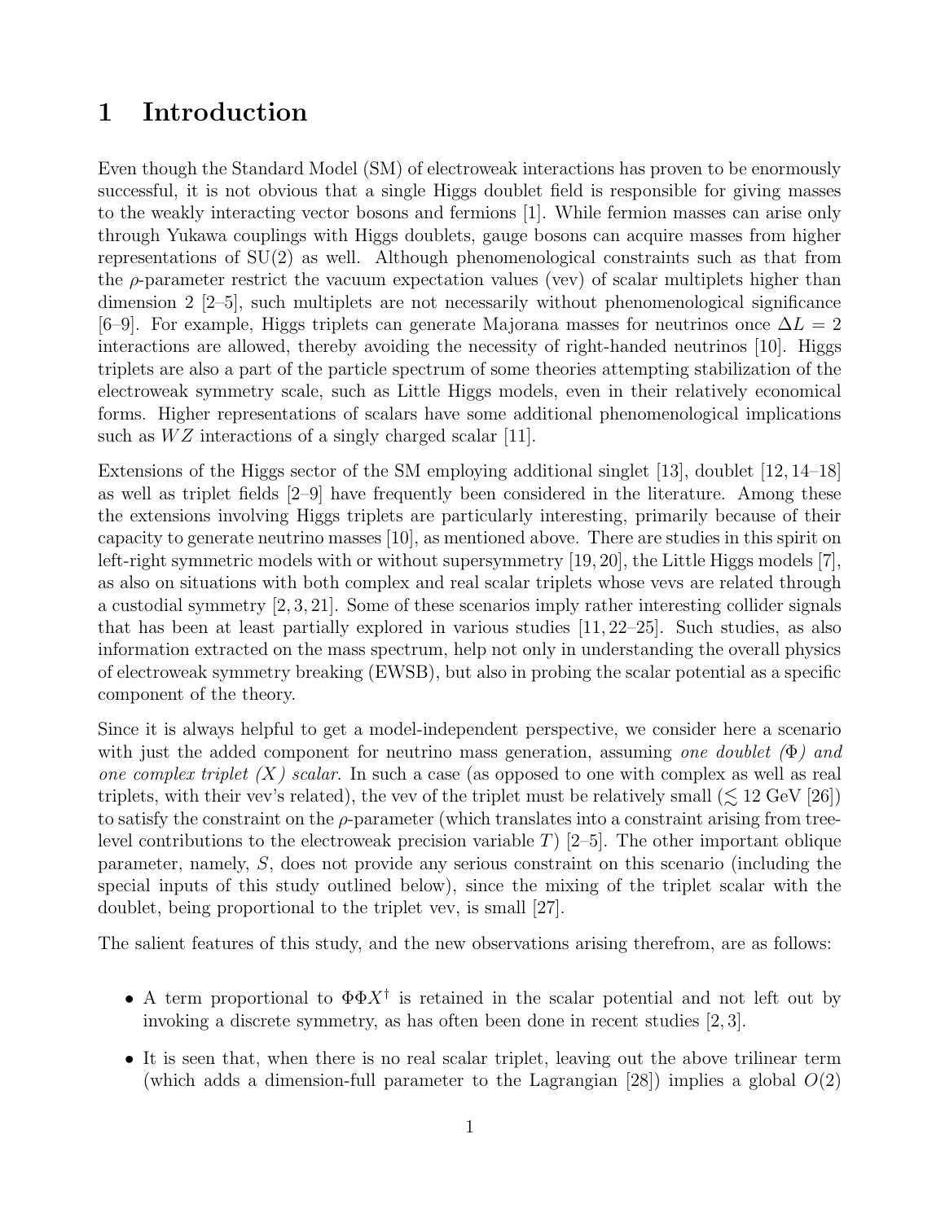# 1 Introduction

Even though the Standard Model (SM) of electroweak interactions has proven to be enormously successful, it is not obvious that a single Higgs doublet field is responsible for giving masses to the weakly interacting vector bosons and fermions [1]. While fermion masses can arise only through Yukawa couplings with Higgs doublets, gauge bosons can acquire masses from higher representations of SU(2) as well. Although phenomenological constraints such as that from the $\rho$-parameter restrict the vacuum expectation values (vev) of scalar multiplets higher than dimension 2 [2–5], such multiplets are not necessarily without phenomenological significance [6–9]. For example, Higgs triplets can generate Majorana masses for neutrinos once $\Delta L = 2$ interactions are allowed, thereby avoiding the necessity of right-handed neutrinos [10]. Higgs triplets are also a part of the particle spectrum of some theories attempting stabilization of the electroweak symmetry scale, such as Little Higgs models, even in their relatively economical forms. Higher representations of scalars have some additional phenomenological implications such as $WZ$ interactions of a singly charged scalar [11].

Extensions of the Higgs sector of the SM employing additional singlet [13], doublet [12, 14–18] as well as triplet fields [2–9] have frequently been considered in the literature. Among these the extensions involving Higgs triplets are particularly interesting, primarily because of their capacity to generate neutrino masses [10], as mentioned above. There are studies in this spirit on left-right symmetric models with or without supersymmetry [19, 20], the Little Higgs models [7], as also on situations with both complex and real scalar triplets whose vevs are related through a custodial symmetry [2, 3, 21]. Some of these scenarios imply rather interesting collider signals that has been at least partially explored in various studies [11, 22–25]. Such studies, as also information extracted on the mass spectrum, help not only in understanding the overall physics of electroweak symmetry breaking (EWSB), but also in probing the scalar potential as a specific component of the theory.

Since it is always helpful to get a model-independent perspective, we consider here a scenario with just the added component for neutrino mass generation, assuming *one doublet ($\Phi$) and one complex triplet ($X$) scalar*. In such a case (as opposed to one with complex as well as real triplets, with their vev's related), the vev of the triplet must be relatively small ($\lesssim$ 12 GeV [26]) to satisfy the constraint on the $\rho$-parameter (which translates into a constraint arising from tree-level contributions to the electroweak precision variable $T$) [2–5]. The other important oblique parameter, namely, $S$, does not provide any serious constraint on this scenario (including the special inputs of this study outlined below), since the mixing of the triplet scalar with the doublet, being proportional to the triplet vev, is small [27].

The salient features of this study, and the new observations arising therefrom, are as follows:

- A term proportional to $\Phi\Phi X^\dagger$ is retained in the scalar potential and not left out by invoking a discrete symmetry, as has often been done in recent studies [2, 3].
- It is seen that, when there is no real scalar triplet, leaving out the above trilinear term (which adds a dimension-full parameter to the Lagrangian [28]) implies a global $O(2)$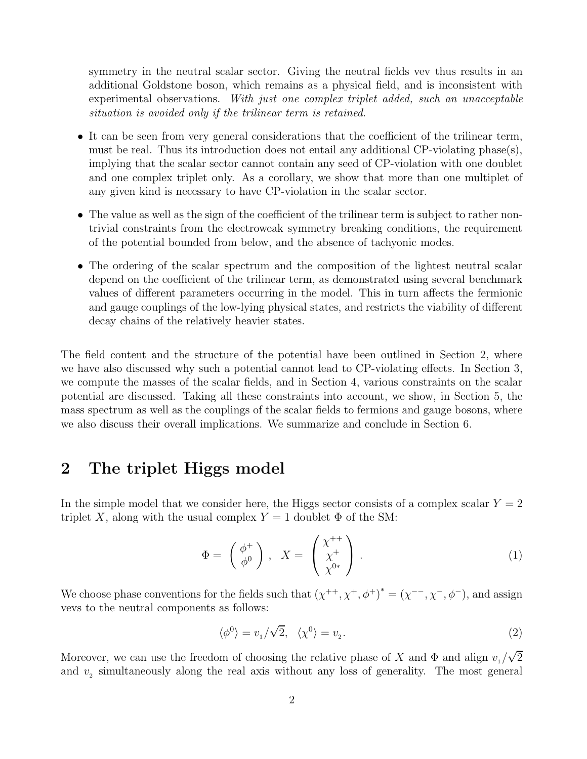symmetry in the neutral scalar sector. Giving the neutral fields vev thus results in an additional Goldstone boson, which remains as a physical field, and is inconsistent with experimental observations. *With just one complex triplet added, such an unacceptable situation is avoided only if the trilinear term is retained.*

- It can be seen from very general considerations that the coefficient of the trilinear term, must be real. Thus its introduction does not entail any additional CP-violating phase(s), implying that the scalar sector cannot contain any seed of CP-violation with one doublet and one complex triplet only. As a corollary, we show that more than one multiplet of any given kind is necessary to have CP-violation in the scalar sector.
- The value as well as the sign of the coefficient of the trilinear term is subject to rather non-trivial constraints from the electroweak symmetry breaking conditions, the requirement of the potential bounded from below, and the absence of tachyonic modes.
- The ordering of the scalar spectrum and the composition of the lightest neutral scalar depend on the coefficient of the trilinear term, as demonstrated using several benchmark values of different parameters occurring in the model. This in turn affects the fermionic and gauge couplings of the low-lying physical states, and restricts the viability of different decay chains of the relatively heavier states.

The field content and the structure of the potential have been outlined in Section 2, where we have also discussed why such a potential cannot lead to CP-violating effects. In Section 3, we compute the masses of the scalar fields, and in Section 4, various constraints on the scalar potential are discussed. Taking all these constraints into account, we show, in Section 5, the mass spectrum as well as the couplings of the scalar fields to fermions and gauge bosons, where we also discuss their overall implications. We summarize and conclude in Section 6.

## 2 The triplet Higgs model

In the simple model that we consider here, the Higgs sector consists of a complex scalar $Y = 2$ triplet $X$, along with the usual complex $Y = 1$ doublet $\Phi$ of the SM:

$$\Phi = \begin{pmatrix} \phi^+ \\ \phi^0 \end{pmatrix}, \quad X = \begin{pmatrix} \chi^{++} \\ \chi^+ \\ \chi^{0*} \end{pmatrix}. \tag{1}$$

We choose phase conventions for the fields such that $(\chi^{++}, \chi^+, \phi^+)^* = (\chi^{--}, \chi^-, \phi^-)$, and assign vevs to the neutral components as follows:

$$\langle \phi^0 \rangle = v_1/\sqrt{2}, \quad \langle \chi^0 \rangle = v_2. \tag{2}$$

Moreover, we can use the freedom of choosing the relative phase of $X$ and $\Phi$ and align $v_1/\sqrt{2}$ and $v_2$ simultaneously along the real axis without any loss of generality. The most general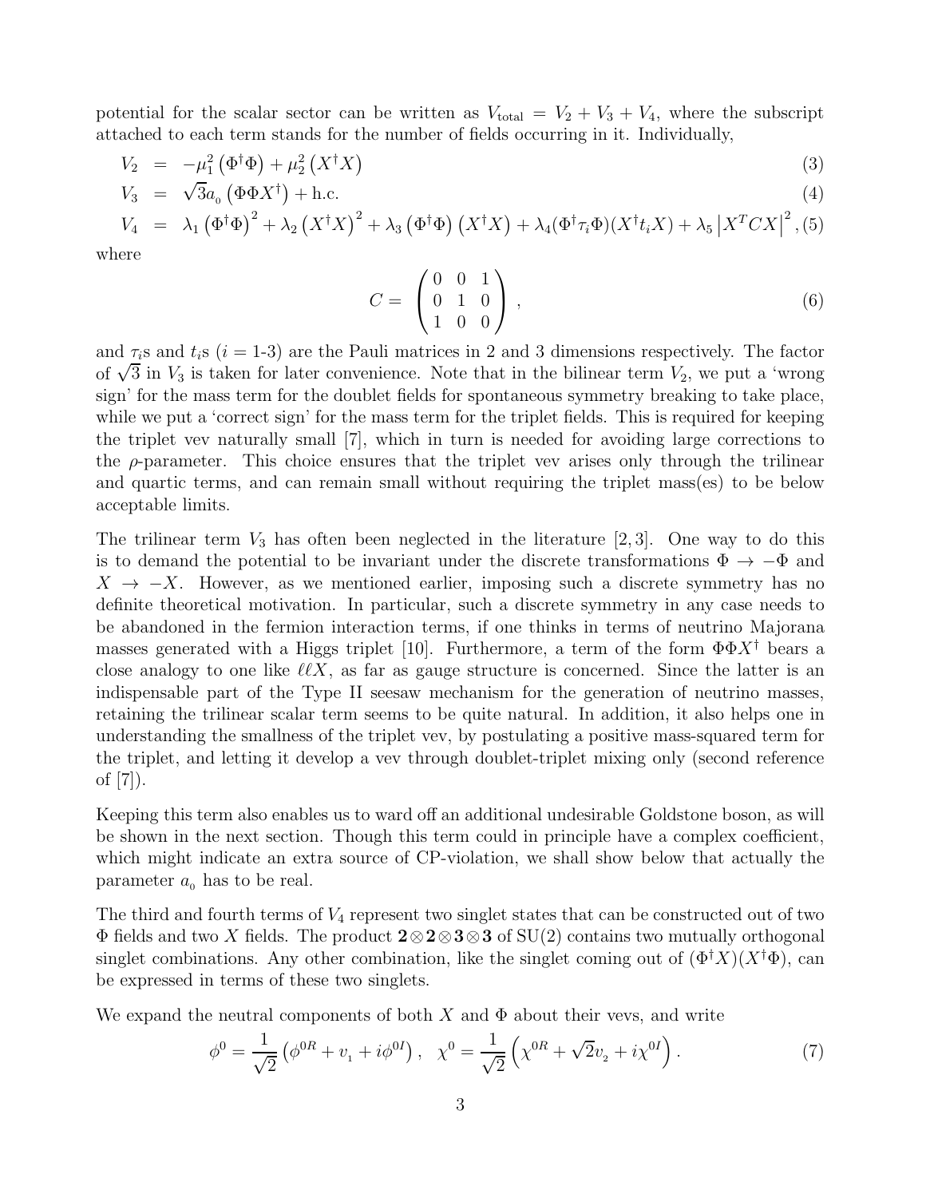potential for the scalar sector can be written as $V_{\rm total} = V_2 + V_3 + V_4$, where the subscript attached to each term stands for the number of fields occurring in it. Individually,

$$V_2 = -\mu_1^2 \left(\Phi^\dagger \Phi\right) + \mu_2^2 \left(X^\dagger X\right) \tag{3}$$

$$V_3 = \sqrt{3} a_{_0} \left(\Phi \Phi X^\dagger\right) + {\rm h.c.} \tag{4}$$

$$V_4 = \lambda_1 \left(\Phi^\dagger \Phi\right)^2 + \lambda_2 \left(X^\dagger X\right)^2 + \lambda_3 \left(\Phi^\dagger \Phi\right)\left(X^\dagger X\right) + \lambda_4 (\Phi^\dagger \tau_i \Phi)(X^\dagger t_i X) + \lambda_5 \left|X^T C X\right|^2, \tag{5}$$

where

$$C = \begin{pmatrix} 0 & 0 & 1 \\ 0 & 1 & 0 \\ 1 & 0 & 0 \end{pmatrix}, \tag{6}$$

and $\tau_i$s and $t_i$s ($i$ = 1-3) are the Pauli matrices in 2 and 3 dimensions respectively. The factor of $\sqrt{3}$ in $V_3$ is taken for later convenience. Note that in the bilinear term $V_2$, we put a 'wrong sign' for the mass term for the doublet fields for spontaneous symmetry breaking to take place, while we put a 'correct sign' for the mass term for the triplet fields. This is required for keeping the triplet vev naturally small [7], which in turn is needed for avoiding large corrections to the $\rho$-parameter. This choice ensures that the triplet vev arises only through the trilinear and quartic terms, and can remain small without requiring the triplet mass(es) to be below acceptable limits.

The trilinear term $V_3$ has often been neglected in the literature [2, 3]. One way to do this is to demand the potential to be invariant under the discrete transformations $\Phi \to -\Phi$ and $X \to -X$. However, as we mentioned earlier, imposing such a discrete symmetry has no definite theoretical motivation. In particular, such a discrete symmetry in any case needs to be abandoned in the fermion interaction terms, if one thinks in terms of neutrino Majorana masses generated with a Higgs triplet [10]. Furthermore, a term of the form $\Phi\Phi X^\dagger$ bears a close analogy to one like $\ell\ell X$, as far as gauge structure is concerned. Since the latter is an indispensable part of the Type II seesaw mechanism for the generation of neutrino masses, retaining the trilinear scalar term seems to be quite natural. In addition, it also helps one in understanding the smallness of the triplet vev, by postulating a positive mass-squared term for the triplet, and letting it develop a vev through doublet-triplet mixing only (second reference of [7]).

Keeping this term also enables us to ward off an additional undesirable Goldstone boson, as will be shown in the next section. Though this term could in principle have a complex coefficient, which might indicate an extra source of CP-violation, we shall show below that actually the parameter $a_{_0}$ has to be real.

The third and fourth terms of $V_4$ represent two singlet states that can be constructed out of two $\Phi$ fields and two $X$ fields. The product $\mathbf{2}\otimes\mathbf{2}\otimes\mathbf{3}\otimes\mathbf{3}$ of SU(2) contains two mutually orthogonal singlet combinations. Any other combination, like the singlet coming out of $(\Phi^\dagger X)(X^\dagger \Phi)$, can be expressed in terms of these two singlets.

We expand the neutral components of both $X$ and $\Phi$ about their vevs, and write

$$\phi^0 = \frac{1}{\sqrt{2}}\left(\phi^{0R} + v_{_1} + i\phi^{0I}\right), \quad \chi^0 = \frac{1}{\sqrt{2}}\left(\chi^{0R} + \sqrt{2} v_{_2} + i\chi^{0I}\right). \tag{7}$$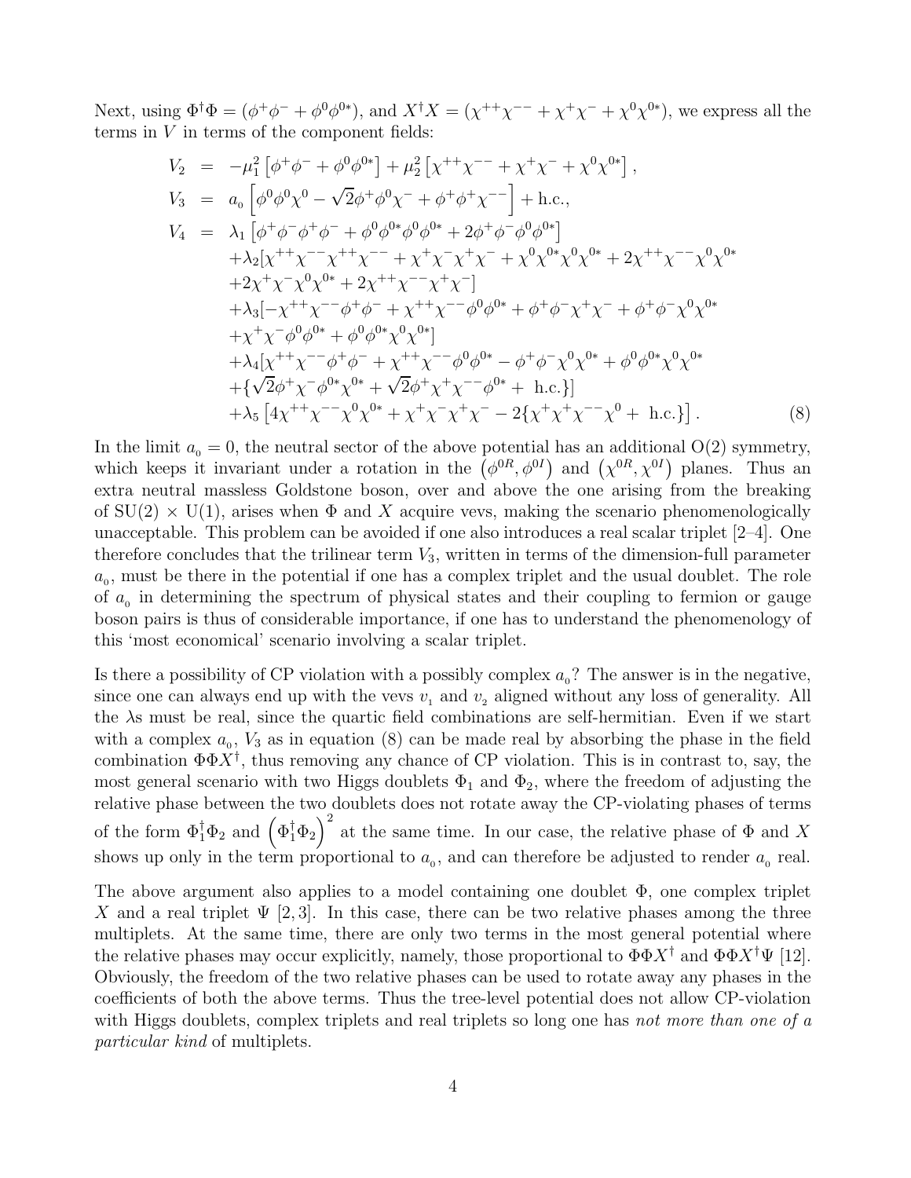Next, using $\Phi^\dagger\Phi = (\phi^+\phi^- + \phi^0\phi^{0*})$, and $X^\dagger X = (\chi^{++}\chi^{--} + \chi^+\chi^- + \chi^0\chi^{0*})$, we express all the terms in $V$ in terms of the component fields:

$$
\begin{aligned}
V_2 &= -\mu_1^2\left[\phi^+\phi^- + \phi^0\phi^{0*}\right] + \mu_2^2\left[\chi^{++}\chi^{--} + \chi^+\chi^- + \chi^0\chi^{0*}\right], \\
V_3 &= a_{_0}\left[\phi^0\phi^0\chi^0 - \sqrt{2}\phi^+\phi^0\chi^- + \phi^+\phi^+\chi^{--}\right] + \text{h.c.}, \\
V_4 &= \lambda_1\left[\phi^+\phi^-\phi^+\phi^- + \phi^0\phi^{0*}\phi^0\phi^{0*} + 2\phi^+\phi^-\phi^0\phi^{0*}\right] \\
&\quad +\lambda_2[\chi^{++}\chi^{--}\chi^{++}\chi^{--} + \chi^+\chi^-\chi^+\chi^- + \chi^0\chi^{0*}\chi^0\chi^{0*} + 2\chi^{++}\chi^{--}\chi^0\chi^{0*} \\
&\quad +2\chi^+\chi^-\chi^0\chi^{0*} + 2\chi^{++}\chi^{--}\chi^+\chi^-] \\
&\quad +\lambda_3[-\chi^{++}\chi^{--}\phi^+\phi^- + \chi^{++}\chi^{--}\phi^0\phi^{0*} + \phi^+\phi^-\chi^+\chi^- + \phi^+\phi^-\chi^0\chi^{0*} \\
&\quad +\chi^+\chi^-\phi^0\phi^{0*} + \phi^0\phi^{0*}\chi^0\chi^{0*}] \\
&\quad +\lambda_4[\chi^{++}\chi^{--}\phi^+\phi^- + \chi^{++}\chi^{--}\phi^0\phi^{0*} - \phi^+\phi^-\chi^0\chi^{0*} + \phi^0\phi^{0*}\chi^0\chi^{0*} \\
&\quad +\{\sqrt{2}\phi^+\chi^-\phi^{0*}\chi^{0*} + \sqrt{2}\phi^+\chi^+\chi^{--}\phi^{0*} + \text{ h.c.}\}] \\
&\quad +\lambda_5\left[4\chi^{++}\chi^{--}\chi^0\chi^{0*} + \chi^+\chi^-\chi^+\chi^- - 2\{\chi^+\chi^+\chi^{--}\chi^0 + \text{ h.c.}\}\right].
\end{aligned}
\tag{8}
$$

In the limit $a_{_0} = 0$, the neutral sector of the above potential has an additional O(2) symmetry, which keeps it invariant under a rotation in the $\left(\phi^{0R}, \phi^{0I}\right)$ and $\left(\chi^{0R}, \chi^{0I}\right)$ planes. Thus an extra neutral massless Goldstone boson, over and above the one arising from the breaking of SU(2) $\times$ U(1), arises when $\Phi$ and $X$ acquire vevs, making the scenario phenomenologically unacceptable. This problem can be avoided if one also introduces a real scalar triplet [2–4]. One therefore concludes that the trilinear term $V_3$, written in terms of the dimension-full parameter $a_{_0}$, must be there in the potential if one has a complex triplet and the usual doublet. The role of $a_{_0}$ in determining the spectrum of physical states and their coupling to fermion or gauge boson pairs is thus of considerable importance, if one has to understand the phenomenology of this 'most economical' scenario involving a scalar triplet.

Is there a possibility of CP violation with a possibly complex $a_{_0}$? The answer is in the negative, since one can always end up with the vevs $v_{_1}$ and $v_{_2}$ aligned without any loss of generality. All the $\lambda$s must be real, since the quartic field combinations are self-hermitian. Even if we start with a complex $a_{_0}$, $V_3$ as in equation (8) can be made real by absorbing the phase in the field combination $\Phi\Phi X^\dagger$, thus removing any chance of CP violation. This is in contrast to, say, the most general scenario with two Higgs doublets $\Phi_1$ and $\Phi_2$, where the freedom of adjusting the relative phase between the two doublets does not rotate away the CP-violating phases of terms of the form $\Phi_1^\dagger\Phi_2$ and $\left(\Phi_1^\dagger\Phi_2\right)^2$ at the same time. In our case, the relative phase of $\Phi$ and $X$ shows up only in the term proportional to $a_{_0}$, and can therefore be adjusted to render $a_{_0}$ real.

The above argument also applies to a model containing one doublet $\Phi$, one complex triplet $X$ and a real triplet $\Psi$ [2, 3]. In this case, there can be two relative phases among the three multiplets. At the same time, there are only two terms in the most general potential where the relative phases may occur explicitly, namely, those proportional to $\Phi\Phi X^\dagger$ and $\Phi\Phi X^\dagger\Psi$ [12]. Obviously, the freedom of the two relative phases can be used to rotate away any phases in the coefficients of both the above terms. Thus the tree-level potential does not allow CP-violation with Higgs doublets, complex triplets and real triplets so long one has *not more than one of a particular kind* of multiplets.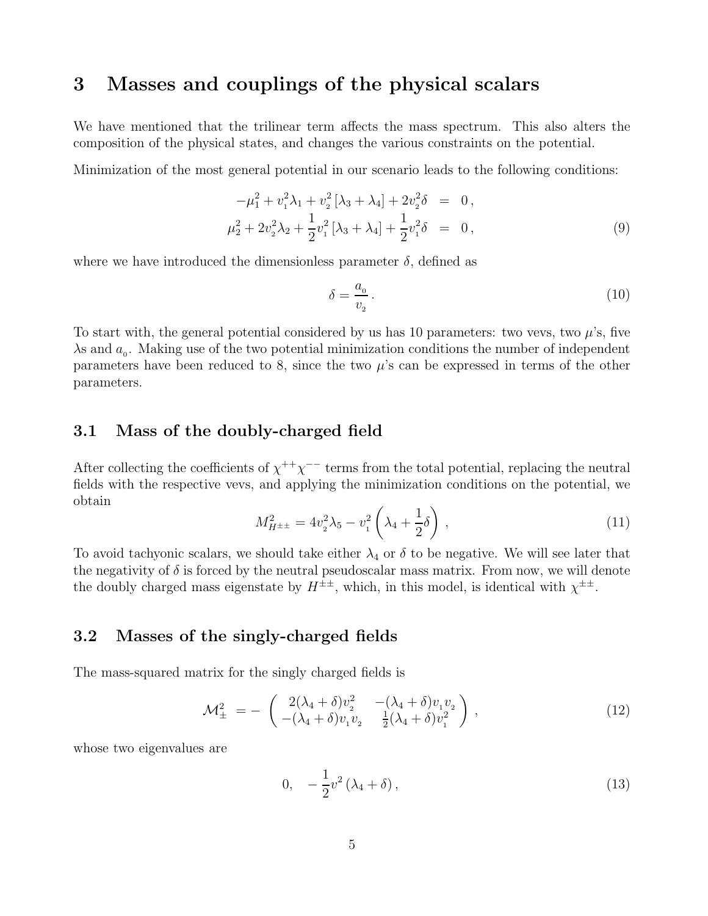# 3 Masses and couplings of the physical scalars

We have mentioned that the trilinear term affects the mass spectrum. This also alters the composition of the physical states, and changes the various constraints on the potential.

Minimization of the most general potential in our scenario leads to the following conditions:

$$
\begin{aligned}
-\mu_1^2 + v_1^2\lambda_1 + v_2^2\left[\lambda_3 + \lambda_4\right] + 2v_2^2\delta &= 0\,, \\
\mu_2^2 + 2v_2^2\lambda_2 + \frac{1}{2}v_1^2\left[\lambda_3 + \lambda_4\right] + \frac{1}{2}v_1^2\delta &= 0\,,
\end{aligned}
\tag{9}
$$

where we have introduced the dimensionless parameter $\delta$, defined as

$$
\delta = \frac{a_0}{v_2}\,. \tag{10}
$$

To start with, the general potential considered by us has 10 parameters: two vevs, two $\mu$'s, five $\lambda$s and $a_0$. Making use of the two potential minimization conditions the number of independent parameters have been reduced to 8, since the two $\mu$'s can be expressed in terms of the other parameters.

## 3.1 Mass of the doubly-charged field

After collecting the coefficients of $\chi^{++}\chi^{--}$ terms from the total potential, replacing the neutral fields with the respective vevs, and applying the minimization conditions on the potential, we obtain

$$
M^2_{H^{\pm\pm}} = 4v_2^2\lambda_5 - v_1^2\left(\lambda_4 + \frac{1}{2}\delta\right)\,, \tag{11}
$$

To avoid tachyonic scalars, we should take either $\lambda_4$ or $\delta$ to be negative. We will see later that the negativity of $\delta$ is forced by the neutral pseudoscalar mass matrix. From now, we will denote the doubly charged mass eigenstate by $H^{\pm\pm}$, which, in this model, is identical with $\chi^{\pm\pm}$.

## 3.2 Masses of the singly-charged fields

The mass-squared matrix for the singly charged fields is

$$
\mathcal{M}^2_{\pm} \;=\; -\begin{pmatrix} 2(\lambda_4+\delta)v_2^2 & -(\lambda_4+\delta)v_1v_2 \\ -(\lambda_4+\delta)v_1v_2 & \frac{1}{2}(\lambda_4+\delta)v_1^2 \end{pmatrix}\,, \tag{12}
$$

whose two eigenvalues are

$$
0, \quad -\frac{1}{2}v^2\left(\lambda_4 + \delta\right), \tag{13}
$$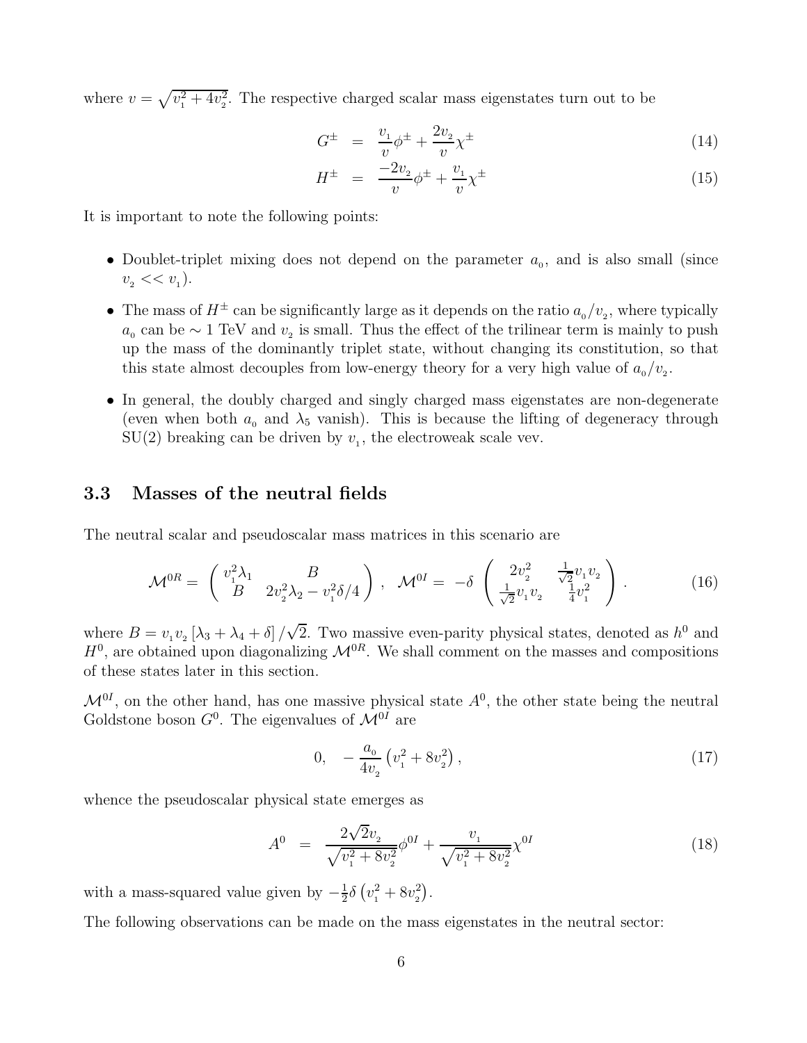where $v = \sqrt{v_1^2 + 4v_2^2}$. The respective charged scalar mass eigenstates turn out to be

$$G^\pm = \frac{v_1}{v}\phi^\pm + \frac{2v_2}{v}\chi^\pm \tag{14}$$

$$H^\pm = \frac{-2v_2}{v}\phi^\pm + \frac{v_1}{v}\chi^\pm \tag{15}$$

It is important to note the following points:

- Doublet-triplet mixing does not depend on the parameter $a_0$, and is also small (since $v_2 << v_1$).
- The mass of $H^\pm$ can be significantly large as it depends on the ratio $a_0/v_2$, where typically $a_0$ can be $\sim 1$ TeV and $v_2$ is small. Thus the effect of the trilinear term is mainly to push up the mass of the dominantly triplet state, without changing its constitution, so that this state almost decouples from low-energy theory for a very high value of $a_0/v_2$.
- In general, the doubly charged and singly charged mass eigenstates are non-degenerate (even when both $a_0$ and $\lambda_5$ vanish). This is because the lifting of degeneracy through SU(2) breaking can be driven by $v_1$, the electroweak scale vev.

### 3.3 Masses of the neutral fields

The neutral scalar and pseudoscalar mass matrices in this scenario are

$$\mathcal{M}^{0R} = \begin{pmatrix} v_1^2\lambda_1 & B \\ B & 2v_2^2\lambda_2 - v_1^2\delta/4 \end{pmatrix}, \quad \mathcal{M}^{0I} = -\delta \begin{pmatrix} 2v_2^2 & \frac{1}{\sqrt{2}}v_1v_2 \\ \frac{1}{\sqrt{2}}v_1v_2 & \frac{1}{4}v_1^2 \end{pmatrix}. \tag{16}$$

where $B = v_1v_2\left[\lambda_3 + \lambda_4 + \delta\right]/\sqrt{2}$. Two massive even-parity physical states, denoted as $h^0$ and $H^0$, are obtained upon diagonalizing $\mathcal{M}^{0R}$. We shall comment on the masses and compositions of these states later in this section.

$\mathcal{M}^{0I}$, on the other hand, has one massive physical state $A^0$, the other state being the neutral Goldstone boson $G^0$. The eigenvalues of $\mathcal{M}^{0I}$ are

$$0, \quad -\frac{a_0}{4v_2}\left(v_1^2 + 8v_2^2\right), \tag{17}$$

whence the pseudoscalar physical state emerges as

$$A^0 = \frac{2\sqrt{2}v_2}{\sqrt{v_1^2 + 8v_2^2}}\phi^{0I} + \frac{v_1}{\sqrt{v_1^2 + 8v_2^2}}\chi^{0I} \tag{18}$$

with a mass-squared value given by $-\frac{1}{2}\delta\left(v_1^2 + 8v_2^2\right)$.

The following observations can be made on the mass eigenstates in the neutral sector: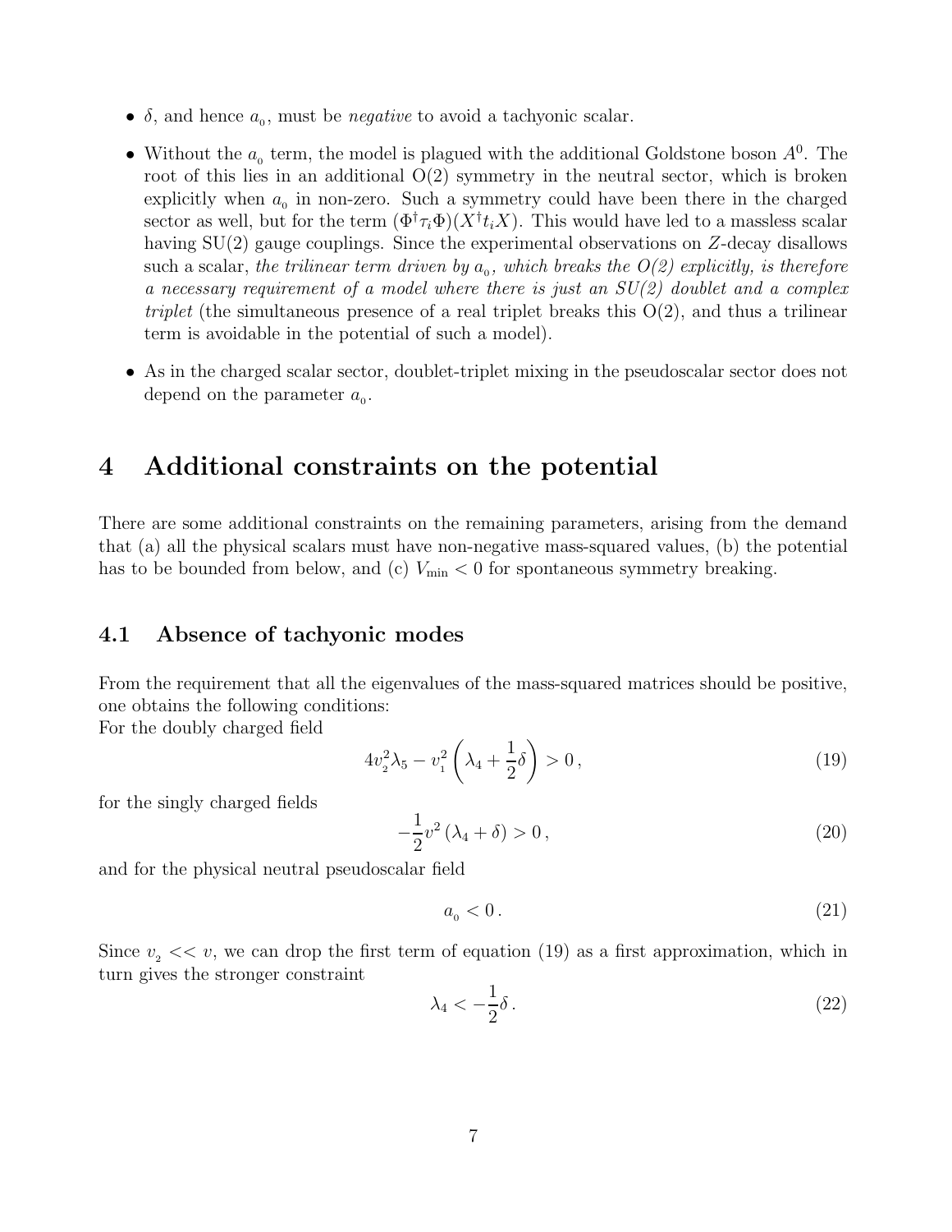- $\delta$, and hence $a_0$, must be *negative* to avoid a tachyonic scalar.

- Without the $a_0$ term, the model is plagued with the additional Goldstone boson $A^0$. The root of this lies in an additional O(2) symmetry in the neutral sector, which is broken explicitly when $a_0$ in non-zero. Such a symmetry could have been there in the charged sector as well, but for the term $(\Phi^\dagger \tau_i \Phi)(X^\dagger t_i X)$. This would have led to a massless scalar having SU(2) gauge couplings. Since the experimental observations on $Z$-decay disallows such a scalar, *the trilinear term driven by $a_0$, which breaks the O(2) explicitly, is therefore a necessary requirement of a model where there is just an SU(2) doublet and a complex triplet* (the simultaneous presence of a real triplet breaks this O(2), and thus a trilinear term is avoidable in the potential of such a model).

- As in the charged scalar sector, doublet-triplet mixing in the pseudoscalar sector does not depend on the parameter $a_0$.

# 4 Additional constraints on the potential

There are some additional constraints on the remaining parameters, arising from the demand that (a) all the physical scalars must have non-negative mass-squared values, (b) the potential has to be bounded from below, and (c) $V_{\rm min} < 0$ for spontaneous symmetry breaking.

## 4.1 Absence of tachyonic modes

From the requirement that all the eigenvalues of the mass-squared matrices should be positive, one obtains the following conditions:
For the doubly charged field

$$4v_2^2\lambda_5 - v_1^2\left(\lambda_4 + \frac{1}{2}\delta\right) > 0\,, \tag{19}$$

for the singly charged fields

$$-\frac{1}{2}v^2\left(\lambda_4 + \delta\right) > 0\,, \tag{20}$$

and for the physical neutral pseudoscalar field

$$a_0 < 0\,. \tag{21}$$

Since $v_2 << v$, we can drop the first term of equation (19) as a first approximation, which in turn gives the stronger constraint

$$\lambda_4 < -\frac{1}{2}\delta\,. \tag{22}$$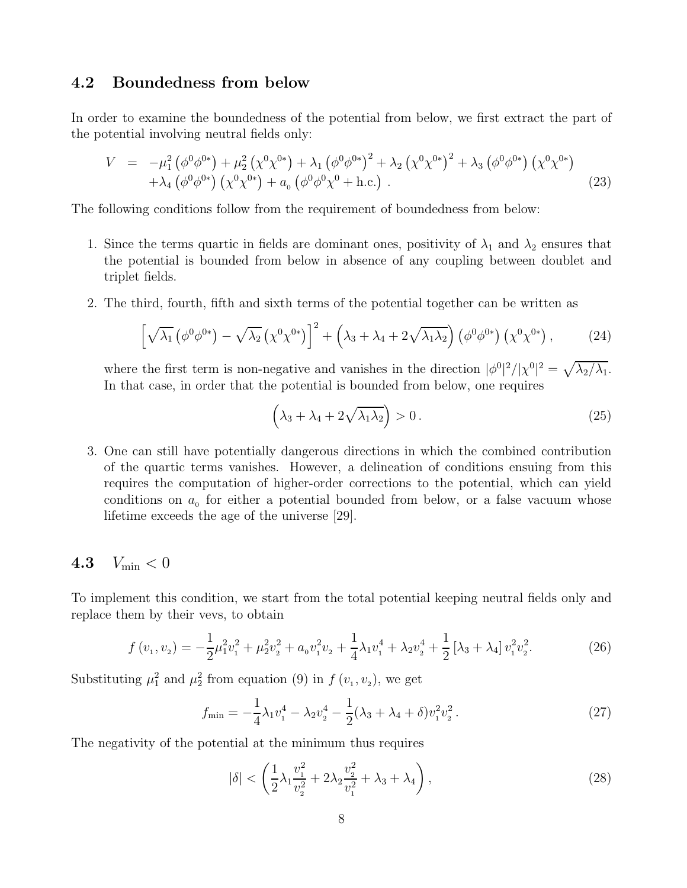### 4.2 Boundedness from below

In order to examine the boundedness of the potential from below, we first extract the part of the potential involving neutral fields only:

$$
\begin{aligned}
V &= -\mu_1^2 \left(\phi^0\phi^{0*}\right) + \mu_2^2 \left(\chi^0\chi^{0*}\right) + \lambda_1 \left(\phi^0\phi^{0*}\right)^2 + \lambda_2 \left(\chi^0\chi^{0*}\right)^2 + \lambda_3 \left(\phi^0\phi^{0*}\right)\left(\chi^0\chi^{0*}\right) \\
&\quad + \lambda_4 \left(\phi^0\phi^{0*}\right)\left(\chi^0\chi^{0*}\right) + a_{_0} \left(\phi^0\phi^0\chi^0 + \text{h.c.}\right) . \qquad (23)
\end{aligned}
$$

The following conditions follow from the requirement of boundedness from below:

1. Since the terms quartic in fields are dominant ones, positivity of $\lambda_1$ and $\lambda_2$ ensures that the potential is bounded from below in absence of any coupling between doublet and triplet fields.

2. The third, fourth, fifth and sixth terms of the potential together can be written as

$$
\left[\sqrt{\lambda_1}\left(\phi^0\phi^{0*}\right) - \sqrt{\lambda_2}\left(\chi^0\chi^{0*}\right)\right]^2 + \left(\lambda_3 + \lambda_4 + 2\sqrt{\lambda_1\lambda_2}\right)\left(\phi^0\phi^{0*}\right)\left(\chi^0\chi^{0*}\right), \qquad (24)
$$

where the first term is non-negative and vanishes in the direction $|\phi^0|^2/|\chi^0|^2 = \sqrt{\lambda_2/\lambda_1}$. In that case, in order that the potential is bounded from below, one requires

$$
\left(\lambda_3 + \lambda_4 + 2\sqrt{\lambda_1\lambda_2}\right) > 0\,. \qquad (25)
$$

3. One can still have potentially dangerous directions in which the combined contribution of the quartic terms vanishes. However, a delineation of conditions ensuing from this requires the computation of higher-order corrections to the potential, which can yield conditions on $a_{_0}$ for either a potential bounded from below, or a false vacuum whose lifetime exceeds the age of the universe [29].

### 4.3 $V_{\rm min} < 0$

To implement this condition, we start from the total potential keeping neutral fields only and replace them by their vevs, to obtain

$$
f\left(v_{_1}, v_{_2}\right) = -\frac{1}{2}\mu_1^2 v_{_1}^2 + \mu_2^2 v_{_2}^2 + a_{_0} v_{_1}^2 v_{_2} + \frac{1}{4}\lambda_1 v_{_1}^4 + \lambda_2 v_{_2}^4 + \frac{1}{2}\left[\lambda_3 + \lambda_4\right] v_{_1}^2 v_{_2}^2 . \qquad (26)
$$

Substituting $\mu_1^2$ and $\mu_2^2$ from equation (9) in $f\left(v_{_1}, v_{_2}\right)$, we get

$$
f_{\rm min} = -\frac{1}{4}\lambda_1 v_{_1}^4 - \lambda_2 v_{_2}^4 - \frac{1}{2}(\lambda_3 + \lambda_4 + \delta) v_{_1}^2 v_{_2}^2\,. \qquad (27)
$$

The negativity of the potential at the minimum thus requires

$$
|\delta| < \left(\frac{1}{2}\lambda_1 \frac{v_{_1}^2}{v_{_2}^2} + 2\lambda_2 \frac{v_{_2}^2}{v_{_1}^2} + \lambda_3 + \lambda_4\right), \qquad (28)
$$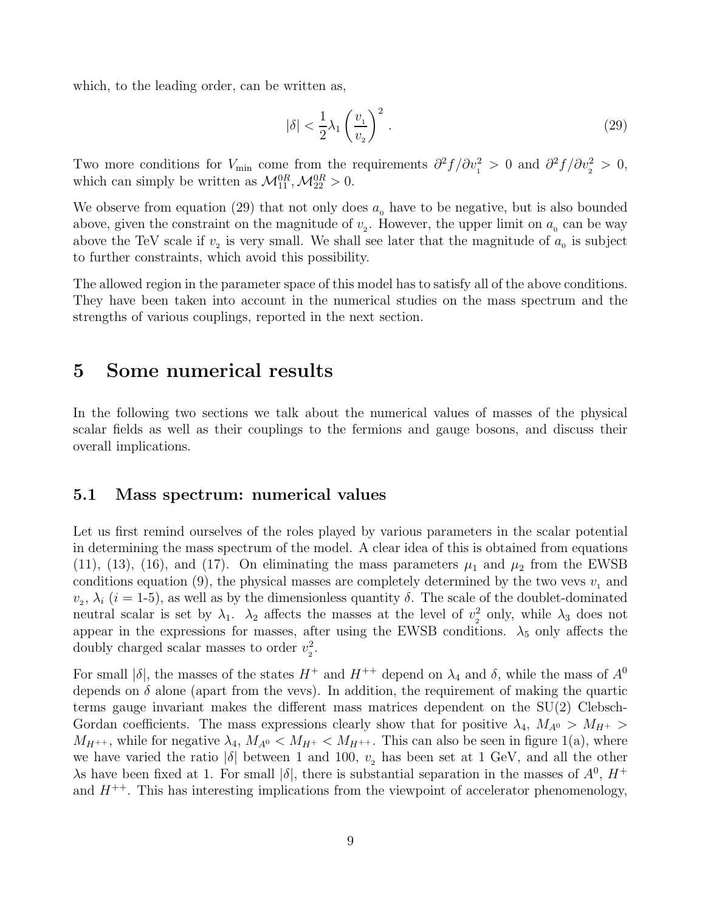which, to the leading order, can be written as,

$$|\delta| < \frac{1}{2}\lambda_1 \left(\frac{v_1}{v_2}\right)^2 . \tag{29}$$

Two more conditions for $V_{\min}$ come from the requirements $\partial^2 f/\partial v_1^2 > 0$ and $\partial^2 f/\partial v_2^2 > 0$, which can simply be written as $\mathcal{M}_{11}^{0R}, \mathcal{M}_{22}^{0R} > 0$.

We observe from equation (29) that not only does $a_0$ have to be negative, but is also bounded above, given the constraint on the magnitude of $v_2$. However, the upper limit on $a_0$ can be way above the TeV scale if $v_2$ is very small. We shall see later that the magnitude of $a_0$ is subject to further constraints, which avoid this possibility.

The allowed region in the parameter space of this model has to satisfy all of the above conditions. They have been taken into account in the numerical studies on the mass spectrum and the strengths of various couplings, reported in the next section.

# 5 Some numerical results

In the following two sections we talk about the numerical values of masses of the physical scalar fields as well as their couplings to the fermions and gauge bosons, and discuss their overall implications.

## 5.1 Mass spectrum: numerical values

Let us first remind ourselves of the roles played by various parameters in the scalar potential in determining the mass spectrum of the model. A clear idea of this is obtained from equations (11), (13), (16), and (17). On eliminating the mass parameters $\mu_1$ and $\mu_2$ from the EWSB conditions equation (9), the physical masses are completely determined by the two vevs $v_1$ and $v_2$, $\lambda_i$ ($i$ = 1-5), as well as by the dimensionless quantity $\delta$. The scale of the doublet-dominated neutral scalar is set by $\lambda_1$. $\lambda_2$ affects the masses at the level of $v_2^2$ only, while $\lambda_3$ does not appear in the expressions for masses, after using the EWSB conditions. $\lambda_5$ only affects the doubly charged scalar masses to order $v_2^2$.

For small $|\delta|$, the masses of the states $H^+$ and $H^{++}$ depend on $\lambda_4$ and $\delta$, while the mass of $A^0$ depends on $\delta$ alone (apart from the vevs). In addition, the requirement of making the quartic terms gauge invariant makes the different mass matrices dependent on the SU(2) Clebsch-Gordan coefficients. The mass expressions clearly show that for positive $\lambda_4$, $M_{A^0} > M_{H^+} > M_{H^{++}}$, while for negative $\lambda_4$, $M_{A^0} < M_{H^+} < M_{H^{++}}$. This can also be seen in figure 1(a), where we have varied the ratio $|\delta|$ between 1 and 100, $v_2$ has been set at 1 GeV, and all the other $\lambda$s have been fixed at 1. For small $|\delta|$, there is substantial separation in the masses of $A^0$, $H^+$ and $H^{++}$. This has interesting implications from the viewpoint of accelerator phenomenology,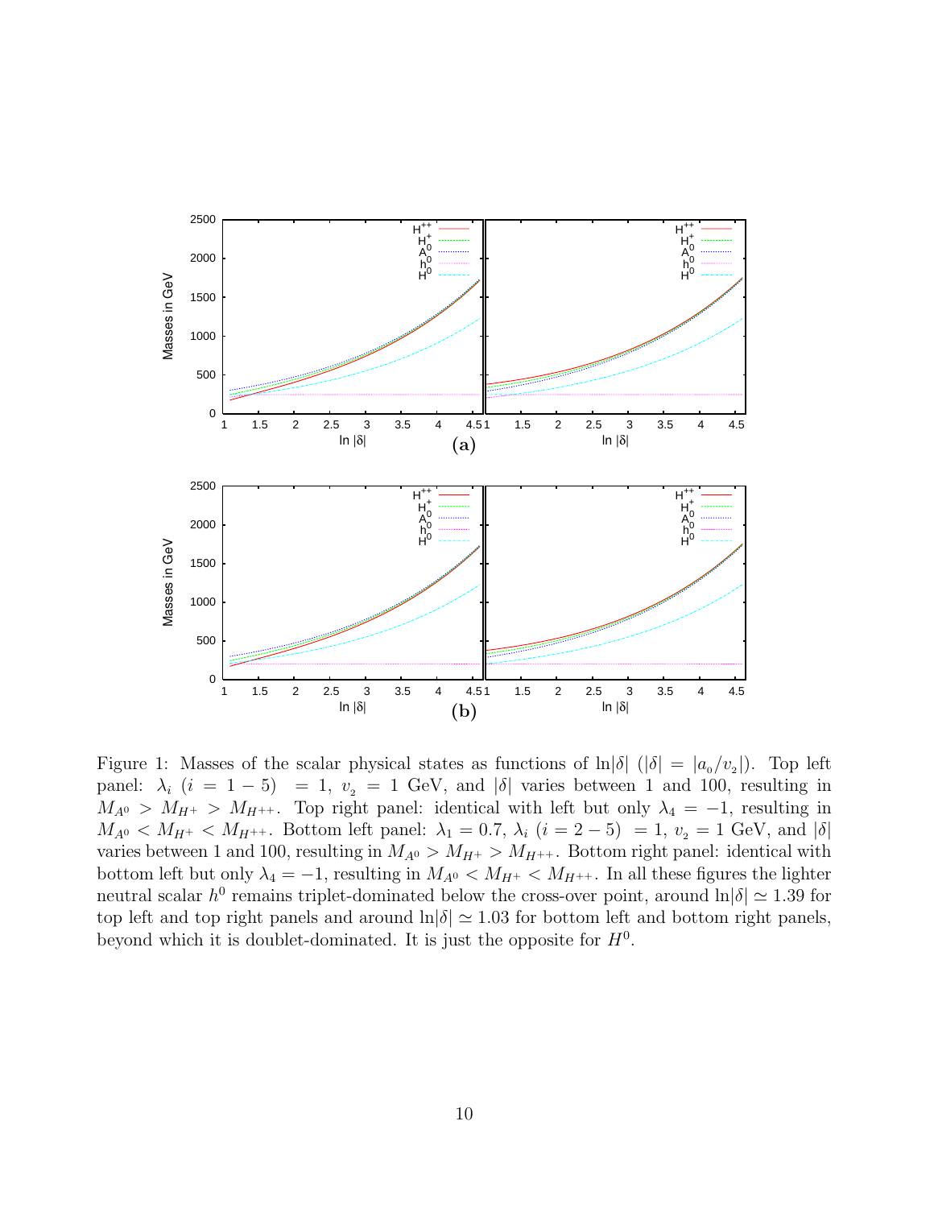Figure 1: Masses of the scalar physical states as functions of $\ln|\delta|$ ($|\delta| = |a_0/v_2|$). Top left panel: $\lambda_i$ ($i = 1-5$) $= 1$, $v_2 = 1$ GeV, and $|\delta|$ varies between 1 and 100, resulting in $M_{A^0} > M_{H^+} > M_{H^{++}}$. Top right panel: identical with left but only $\lambda_4 = -1$, resulting in $M_{A^0} < M_{H^+} < M_{H^{++}}$. Bottom left panel: $\lambda_1 = 0.7$, $\lambda_i$ ($i = 2-5$) $= 1$, $v_2 = 1$ GeV, and $|\delta|$ varies between 1 and 100, resulting in $M_{A^0} > M_{H^+} > M_{H^{++}}$. Bottom right panel: identical with bottom left but only $\lambda_4 = -1$, resulting in $M_{A^0} < M_{H^+} < M_{H^{++}}$. In all these figures the lighter neutral scalar $h^0$ remains triplet-dominated below the cross-over point, around $\ln|\delta| \simeq 1.39$ for top left and top right panels and around $\ln|\delta| \simeq 1.03$ for bottom left and bottom right panels, beyond which it is doublet-dominated. It is just the opposite for $H^0$.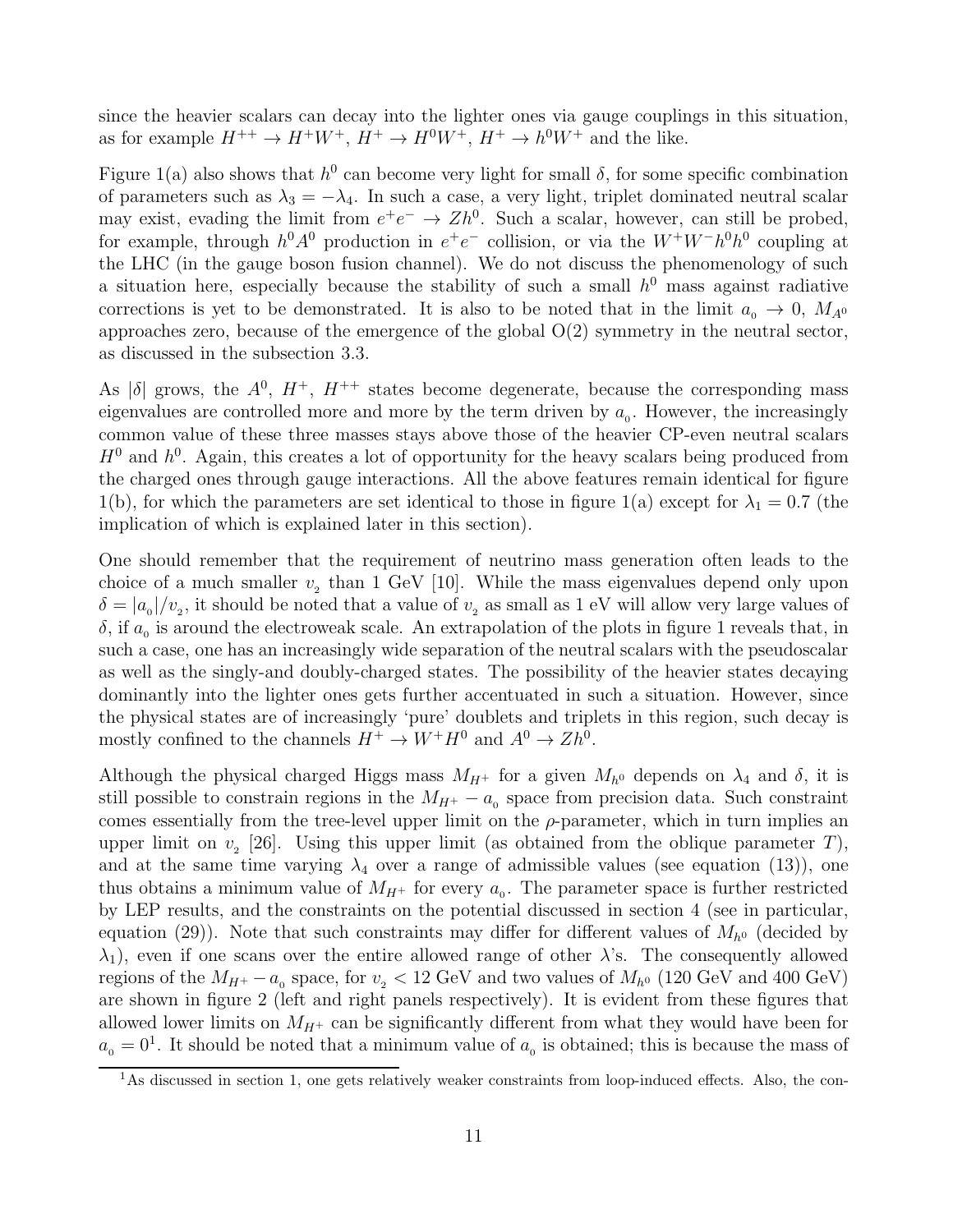since the heavier scalars can decay into the lighter ones via gauge couplings in this situation, as for example $H^{++} \to H^+ W^+$, $H^+ \to H^0 W^+$, $H^+ \to h^0 W^+$ and the like.

Figure 1(a) also shows that $h^0$ can become very light for small $\delta$, for some specific combination of parameters such as $\lambda_3 = -\lambda_4$. In such a case, a very light, triplet dominated neutral scalar may exist, evading the limit from $e^+e^- \to Zh^0$. Such a scalar, however, can still be probed, for example, through $h^0A^0$ production in $e^+e^-$ collision, or via the $W^+W^-h^0h^0$ coupling at the LHC (in the gauge boson fusion channel). We do not discuss the phenomenology of such a situation here, especially because the stability of such a small $h^0$ mass against radiative corrections is yet to be demonstrated. It is also to be noted that in the limit $a_0 \to 0$, $M_{A^0}$ approaches zero, because of the emergence of the global O(2) symmetry in the neutral sector, as discussed in the subsection 3.3.

As $|\delta|$ grows, the $A^0$, $H^+$, $H^{++}$ states become degenerate, because the corresponding mass eigenvalues are controlled more and more by the term driven by $a_0$. However, the increasingly common value of these three masses stays above those of the heavier CP-even neutral scalars $H^0$ and $h^0$. Again, this creates a lot of opportunity for the heavy scalars being produced from the charged ones through gauge interactions. All the above features remain identical for figure 1(b), for which the parameters are set identical to those in figure 1(a) except for $\lambda_1 = 0.7$ (the implication of which is explained later in this section).

One should remember that the requirement of neutrino mass generation often leads to the choice of a much smaller $v_2$ than 1 GeV [10]. While the mass eigenvalues depend only upon $\delta = |a_0|/v_2$, it should be noted that a value of $v_2$ as small as 1 eV will allow very large values of $\delta$, if $a_0$ is around the electroweak scale. An extrapolation of the plots in figure 1 reveals that, in such a case, one has an increasingly wide separation of the neutral scalars with the pseudoscalar as well as the singly-and doubly-charged states. The possibility of the heavier states decaying dominantly into the lighter ones gets further accentuated in such a situation. However, since the physical states are of increasingly 'pure' doublets and triplets in this region, such decay is mostly confined to the channels $H^+ \to W^+H^0$ and $A^0 \to Zh^0$.

Although the physical charged Higgs mass $M_{H^+}$ for a given $M_{h^0}$ depends on $\lambda_4$ and $\delta$, it is still possible to constrain regions in the $M_{H^+} - a_0$ space from precision data. Such constraint comes essentially from the tree-level upper limit on the $\rho$-parameter, which in turn implies an upper limit on $v_2$ [26]. Using this upper limit (as obtained from the oblique parameter $T$), and at the same time varying $\lambda_4$ over a range of admissible values (see equation (13)), one thus obtains a minimum value of $M_{H^+}$ for every $a_0$. The parameter space is further restricted by LEP results, and the constraints on the potential discussed in section 4 (see in particular, equation (29)). Note that such constraints may differ for different values of $M_{h^0}$ (decided by $\lambda_1$), even if one scans over the entire allowed range of other $\lambda$'s. The consequently allowed regions of the $M_{H^+} - a_0$ space, for $v_2 < 12$ GeV and two values of $M_{h^0}$ (120 GeV and 400 GeV) are shown in figure 2 (left and right panels respectively). It is evident from these figures that allowed lower limits on $M_{H^+}$ can be significantly different from what they would have been for $a_0 = 0$[1]. It should be noted that a minimum value of $a_0$ is obtained; this is because the mass of

[1] As discussed in section 1, one gets relatively weaker constraints from loop-induced effects. Also, the con-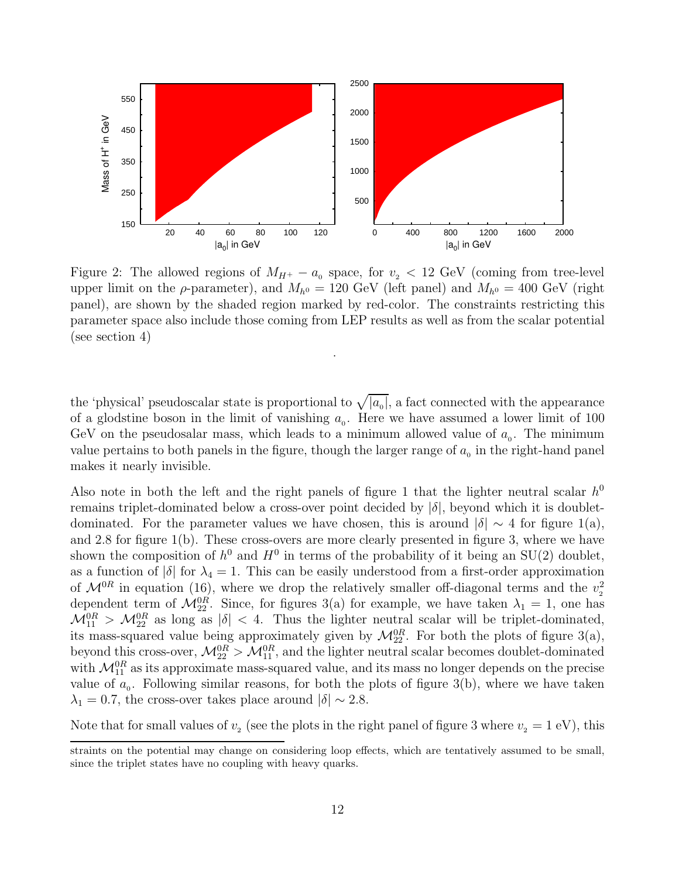Figure 2: The allowed regions of $M_{H^+} - a_0$ space, for $v_2 < 12$ GeV (coming from tree-level upper limit on the $\rho$-parameter), and $M_{h^0} = 120$ GeV (left panel) and $M_{h^0} = 400$ GeV (right panel), are shown by the shaded region marked by red-color. The constraints restricting this parameter space also include those coming from LEP results as well as from the scalar potential (see section 4)

.

the 'physical' pseudoscalar state is proportional to $\sqrt{|a_0|}$, a fact connected with the appearance of a glodstine boson in the limit of vanishing $a_0$. Here we have assumed a lower limit of 100 GeV on the pseudosalar mass, which leads to a minimum allowed value of $a_0$. The minimum value pertains to both panels in the figure, though the larger range of $a_0$ in the right-hand panel makes it nearly invisible.

Also note in both the left and the right panels of figure 1 that the lighter neutral scalar $h^0$ remains triplet-dominated below a cross-over point decided by $|\delta|$, beyond which it is doublet-dominated. For the parameter values we have chosen, this is around $|\delta| \sim 4$ for figure 1(a), and 2.8 for figure 1(b). These cross-overs are more clearly presented in figure 3, where we have shown the composition of $h^0$ and $H^0$ in terms of the probability of it being an SU(2) doublet, as a function of $|\delta|$ for $\lambda_4 = 1$. This can be easily understood from a first-order approximation of $\mathcal{M}^{0R}$ in equation (16), where we drop the relatively smaller off-diagonal terms and the $v_2^2$ dependent term of $\mathcal{M}^{0R}_{22}$. Since, for figures 3(a) for example, we have taken $\lambda_1 = 1$, one has $\mathcal{M}^{0R}_{11} > \mathcal{M}^{0R}_{22}$ as long as $|\delta| < 4$. Thus the lighter neutral scalar will be triplet-dominated, its mass-squared value being approximately given by $\mathcal{M}^{0R}_{22}$. For both the plots of figure 3(a), beyond this cross-over, $\mathcal{M}^{0R}_{22} > \mathcal{M}^{0R}_{11}$, and the lighter neutral scalar becomes doublet-dominated with $\mathcal{M}^{0R}_{11}$ as its approximate mass-squared value, and its mass no longer depends on the precise value of $a_0$. Following similar reasons, for both the plots of figure 3(b), where we have taken $\lambda_1 = 0.7$, the cross-over takes place around $|\delta| \sim 2.8$.

Note that for small values of $v_2$ (see the plots in the right panel of figure 3 where $v_2 = 1$ eV), this

straints on the potential may change on considering loop effects, which are tentatively assumed to be small, since the triplet states have no coupling with heavy quarks.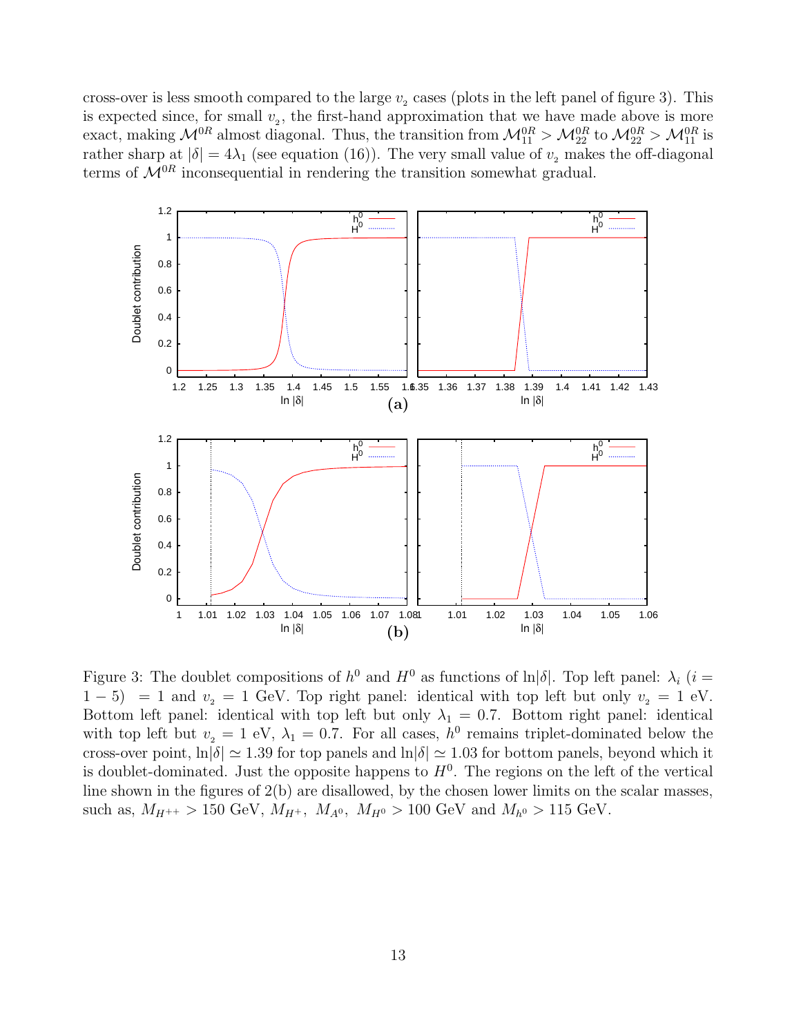cross-over is less smooth compared to the large $v_2$ cases (plots in the left panel of figure 3). This is expected since, for small $v_2$, the first-hand approximation that we have made above is more exact, making $\mathcal{M}^{0R}$ almost diagonal. Thus, the transition from $\mathcal{M}^{0R}_{11} > \mathcal{M}^{0R}_{22}$ to $\mathcal{M}^{0R}_{22} > \mathcal{M}^{0R}_{11}$ is rather sharp at $|\delta| = 4\lambda_1$ (see equation (16)). The very small value of $v_2$ makes the off-diagonal terms of $\mathcal{M}^{0R}$ inconsequential in rendering the transition somewhat gradual.

Figure 3: The doublet compositions of $h^0$ and $H^0$ as functions of $\ln|\delta|$. Top left panel: $\lambda_i$ ($i = 1-5$) $= 1$ and $v_2 = 1$ GeV. Top right panel: identical with top left but only $v_2 = 1$ eV. Bottom left panel: identical with top left but only $\lambda_1 = 0.7$. Bottom right panel: identical with top left but $v_2 = 1$ eV, $\lambda_1 = 0.7$. For all cases, $h^0$ remains triplet-dominated below the cross-over point, $\ln|\delta| \simeq 1.39$ for top panels and $\ln|\delta| \simeq 1.03$ for bottom panels, beyond which it is doublet-dominated. Just the opposite happens to $H^0$. The regions on the left of the vertical line shown in the figures of 2(b) are disallowed, by the chosen lower limits on the scalar masses, such as, $M_{H^{++}} > 150$ GeV, $M_{H^+}$, $M_{A^0}$, $M_{H^0} > 100$ GeV and $M_{h^0} > 115$ GeV.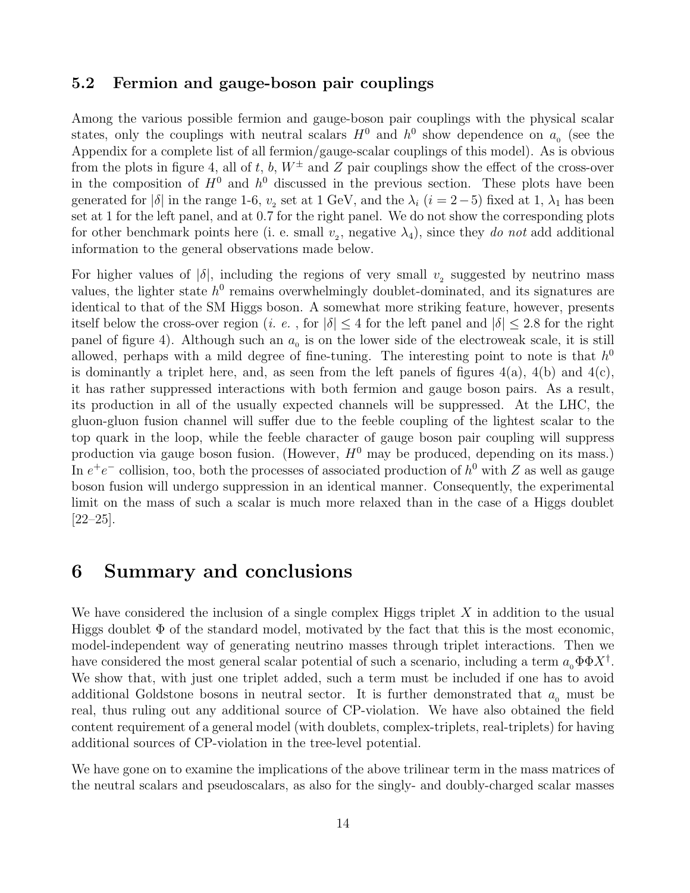### 5.2 Fermion and gauge-boson pair couplings

Among the various possible fermion and gauge-boson pair couplings with the physical scalar states, only the couplings with neutral scalars $H^0$ and $h^0$ show dependence on $a_0$ (see the Appendix for a complete list of all fermion/gauge-scalar couplings of this model). As is obvious from the plots in figure 4, all of $t$, $b$, $W^\pm$ and $Z$ pair couplings show the effect of the cross-over in the composition of $H^0$ and $h^0$ discussed in the previous section. These plots have been generated for $|\delta|$ in the range 1-6, $v_2$ set at 1 GeV, and the $\lambda_i$ $(i = 2-5)$ fixed at 1, $\lambda_1$ has been set at 1 for the left panel, and at 0.7 for the right panel. We do not show the corresponding plots for other benchmark points here (i. e. small $v_2$, negative $\lambda_4$), since they *do not* add additional information to the general observations made below.

For higher values of $|\delta|$, including the regions of very small $v_2$ suggested by neutrino mass values, the lighter state $h^0$ remains overwhelmingly doublet-dominated, and its signatures are identical to that of the SM Higgs boson. A somewhat more striking feature, however, presents itself below the cross-over region (*i. e.* , for $|\delta| \leq 4$ for the left panel and $|\delta| \leq 2.8$ for the right panel of figure 4). Although such an $a_0$ is on the lower side of the electroweak scale, it is still allowed, perhaps with a mild degree of fine-tuning. The interesting point to note is that $h^0$ is dominantly a triplet here, and, as seen from the left panels of figures 4(a), 4(b) and 4(c), it has rather suppressed interactions with both fermion and gauge boson pairs. As a result, its production in all of the usually expected channels will be suppressed. At the LHC, the gluon-gluon fusion channel will suffer due to the feeble coupling of the lightest scalar to the top quark in the loop, while the feeble character of gauge boson pair coupling will suppress production via gauge boson fusion. (However, $H^0$ may be produced, depending on its mass.) In $e^+e^-$ collision, too, both the processes of associated production of $h^0$ with $Z$ as well as gauge boson fusion will undergo suppression in an identical manner. Consequently, the experimental limit on the mass of such a scalar is much more relaxed than in the case of a Higgs doublet [22–25].

## 6 Summary and conclusions

We have considered the inclusion of a single complex Higgs triplet $X$ in addition to the usual Higgs doublet $\Phi$ of the standard model, motivated by the fact that this is the most economic, model-independent way of generating neutrino masses through triplet interactions. Then we have considered the most general scalar potential of such a scenario, including a term $a_0 \Phi\Phi X^\dagger$. We show that, with just one triplet added, such a term must be included if one has to avoid additional Goldstone bosons in neutral sector. It is further demonstrated that $a_0$ must be real, thus ruling out any additional source of CP-violation. We have also obtained the field content requirement of a general model (with doublets, complex-triplets, real-triplets) for having additional sources of CP-violation in the tree-level potential.

We have gone on to examine the implications of the above trilinear term in the mass matrices of the neutral scalars and pseudoscalars, as also for the singly- and doubly-charged scalar masses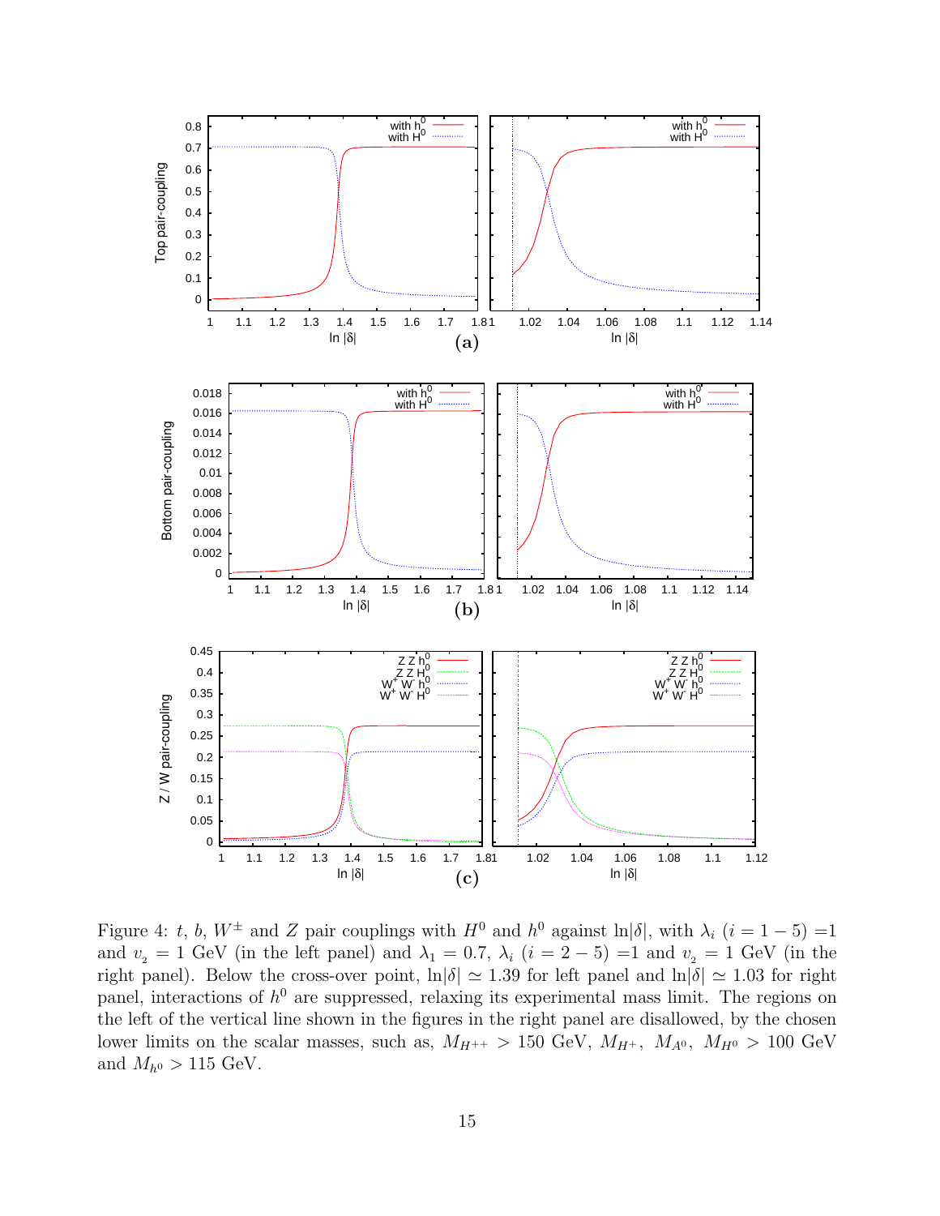Figure 4: $t$, $b$, $W^{\pm}$ and $Z$ pair couplings with $H^0$ and $h^0$ against $\ln|\delta|$, with $\lambda_i$ ($i = 1-5$) =1 and $v_2 = 1$ GeV (in the left panel) and $\lambda_1 = 0.7$, $\lambda_i$ ($i = 2-5$) =1 and $v_2 = 1$ GeV (in the right panel). Below the cross-over point, $\ln|\delta| \simeq 1.39$ for left panel and $\ln|\delta| \simeq 1.03$ for right panel, interactions of $h^0$ are suppressed, relaxing its experimental mass limit. The regions on the left of the vertical line shown in the figures in the right panel are disallowed, by the chosen lower limits on the scalar masses, such as, $M_{H^{++}} > 150$ GeV, $M_{H^+}$, $M_{A^0}$, $M_{H^0} > 100$ GeV and $M_{h^0} > 115$ GeV.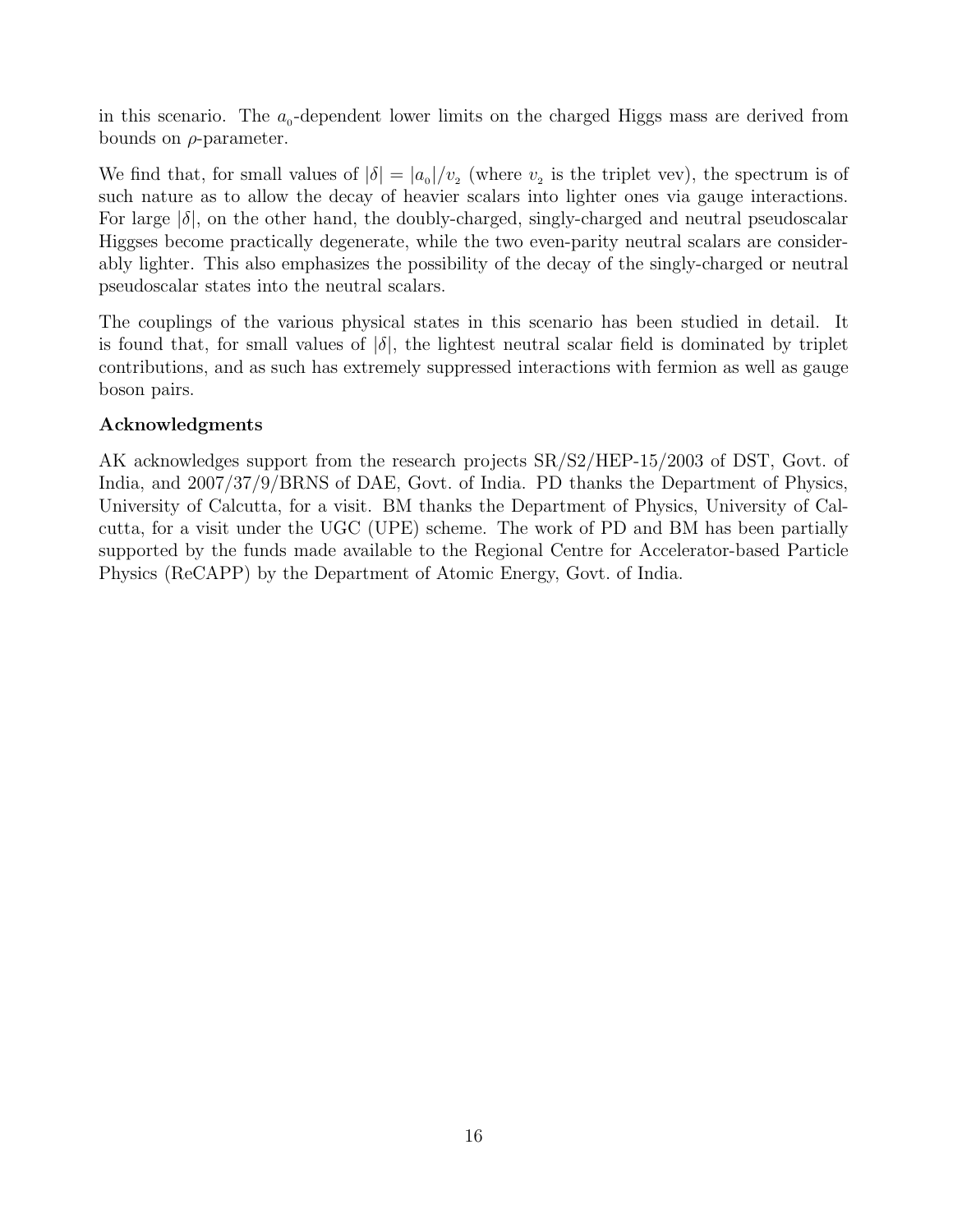in this scenario. The $a_0$-dependent lower limits on the charged Higgs mass are derived from bounds on $\rho$-parameter.

We find that, for small values of $|\delta| = |a_0|/v_2$ (where $v_2$ is the triplet vev), the spectrum is of such nature as to allow the decay of heavier scalars into lighter ones via gauge interactions. For large $|\delta|$, on the other hand, the doubly-charged, singly-charged and neutral pseudoscalar Higgses become practically degenerate, while the two even-parity neutral scalars are considerably lighter. This also emphasizes the possibility of the decay of the singly-charged or neutral pseudoscalar states into the neutral scalars.

The couplings of the various physical states in this scenario has been studied in detail. It is found that, for small values of $|\delta|$, the lightest neutral scalar field is dominated by triplet contributions, and as such has extremely suppressed interactions with fermion as well as gauge boson pairs.

**Acknowledgments**

AK acknowledges support from the research projects SR/S2/HEP-15/2003 of DST, Govt. of India, and 2007/37/9/BRNS of DAE, Govt. of India. PD thanks the Department of Physics, University of Calcutta, for a visit. BM thanks the Department of Physics, University of Calcutta, for a visit under the UGC (UPE) scheme. The work of PD and BM has been partially supported by the funds made available to the Regional Centre for Accelerator-based Particle Physics (ReCAPP) by the Department of Atomic Energy, Govt. of India.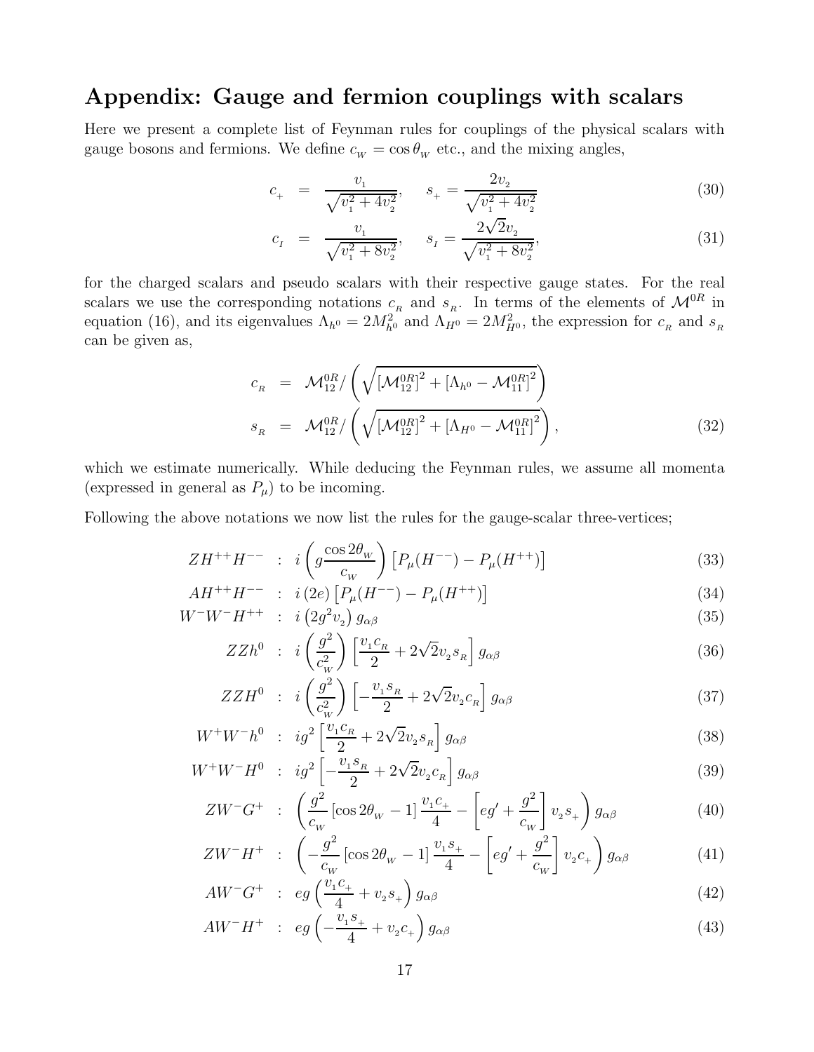## Appendix: Gauge and fermion couplings with scalars

Here we present a complete list of Feynman rules for couplings of the physical scalars with gauge bosons and fermions. We define $c_W = \cos\theta_W$ etc., and the mixing angles,

$$c_+ = \frac{v_1}{\sqrt{v_1^2 + 4v_2^2}}, \quad s_+ = \frac{2v_2}{\sqrt{v_1^2 + 4v_2^2}} \tag{30}$$

$$c_I = \frac{v_1}{\sqrt{v_1^2 + 8v_2^2}}, \quad s_I = \frac{2\sqrt{2}v_2}{\sqrt{v_1^2 + 8v_2^2}}, \tag{31}$$

for the charged scalars and pseudo scalars with their respective gauge states. For the real scalars we use the corresponding notations $c_R$ and $s_R$. In terms of the elements of $\mathcal{M}^{0R}$ in equation (16), and its eigenvalues $\Lambda_{h^0} = 2M_{h^0}^2$ and $\Lambda_{H^0} = 2M_{H^0}^2$, the expression for $c_R$ and $s_R$ can be given as,

$$\begin{aligned} c_R &= \mathcal{M}_{12}^{0R} / \left( \sqrt{[\mathcal{M}_{12}^{0R}]^2 + [\Lambda_{h^0} - \mathcal{M}_{11}^{0R}]^2} \right) \\ s_R &= \mathcal{M}_{12}^{0R} / \left( \sqrt{[\mathcal{M}_{12}^{0R}]^2 + [\Lambda_{H^0} - \mathcal{M}_{11}^{0R}]^2} \right), \end{aligned} \tag{32}$$

which we estimate numerically. While deducing the Feynman rules, we assume all momenta (expressed in general as $P_\mu$) to be incoming.

Following the above notations we now list the rules for the gauge-scalar three-vertices;

$$ZH^{++}H^{--} \ : \ i\left(g\frac{\cos 2\theta_W}{c_W}\right)\left[P_\mu(H^{--}) - P_\mu(H^{++})\right] \tag{33}$$

$$AH^{++}H^{--} \ : \ i\,(2e)\left[P_\mu(H^{--}) - P_\mu(H^{++})\right] \tag{34}$$

$$W^-W^-H^{++} \ : \ i\left(2g^2 v_2\right) g_{\alpha\beta} \tag{35}$$

$$ZZh^0 \ : \ i\left(\frac{g^2}{c_W^2}\right)\left[\frac{v_1 c_R}{2} + 2\sqrt{2}v_2 s_R\right] g_{\alpha\beta} \tag{36}$$

$$ZZH^0 \ : \ i\left(\frac{g^2}{c_W^2}\right)\left[-\frac{v_1 s_R}{2} + 2\sqrt{2}v_2 c_R\right] g_{\alpha\beta} \tag{37}$$

$$W^+W^-h^0 \ : \ ig^2\left[\frac{v_1 c_R}{2} + 2\sqrt{2}v_2 s_R\right] g_{\alpha\beta} \tag{38}$$

$$W^+W^-H^0 \ : \ ig^2\left[-\frac{v_1 s_R}{2} + 2\sqrt{2}v_2 c_R\right] g_{\alpha\beta} \tag{39}$$

$$ZW^-G^+ \ : \ \left(\frac{g^2}{c_W}\left[\cos 2\theta_W - 1\right]\frac{v_1 c_+}{4} - \left[eg' + \frac{g^2}{c_W}\right] v_2 s_+\right) g_{\alpha\beta} \tag{40}$$

$$ZW^-H^+ \ : \ \left(-\frac{g^2}{c_W}\left[\cos 2\theta_W - 1\right]\frac{v_1 s_+}{4} - \left[eg' + \frac{g^2}{c_W}\right] v_2 c_+\right) g_{\alpha\beta} \tag{41}$$

$$AW^-G^+ \ : \ eg\left(\frac{v_1 c_+}{4} + v_2 s_+\right) g_{\alpha\beta} \tag{42}$$

$$AW^-H^+ \ : \ eg\left(-\frac{v_1 s_+}{4} + v_2 c_+\right) g_{\alpha\beta} \tag{43}$$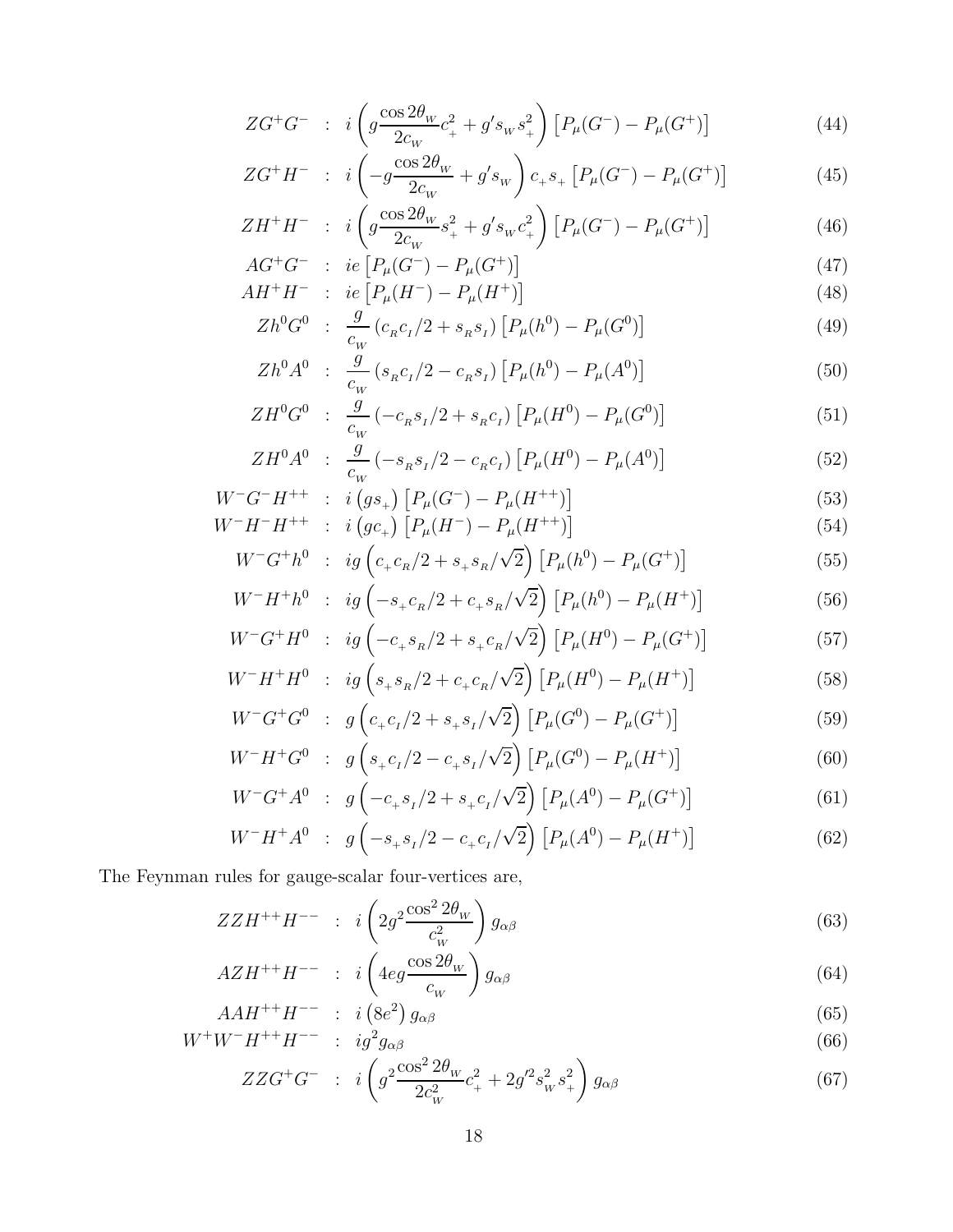$$ZG^+G^- \;:\; i\left(g\frac{\cos 2\theta_W}{2c_W}c_+^2 + g's_W s_+^2\right)\left[P_\mu(G^-) - P_\mu(G^+)\right] \tag{44}$$

$$ZG^+H^- \;:\; i\left(-g\frac{\cos 2\theta_W}{2c_W} + g's_W\right)c_+ s_+\left[P_\mu(G^-) - P_\mu(G^+)\right] \tag{45}$$

$$ZH^+H^- \;:\; i\left(g\frac{\cos 2\theta_W}{2c_W}s_+^2 + g's_W c_+^2\right)\left[P_\mu(G^-) - P_\mu(G^+)\right] \tag{46}$$

$$AG^+G^- \;:\; ie\left[P_\mu(G^-) - P_\mu(G^+)\right] \tag{47}$$

$$AH^+H^- \;:\; ie\left[P_\mu(H^-) - P_\mu(H^+)\right] \tag{48}$$

$$Zh^0G^0 \;:\; \frac{g}{c_W}\left(c_R c_I/2 + s_R s_I\right)\left[P_\mu(h^0) - P_\mu(G^0)\right] \tag{49}$$

$$Zh^0A^0 \;:\; \frac{g}{c_W}\left(s_R c_I/2 - c_R s_I\right)\left[P_\mu(h^0) - P_\mu(A^0)\right] \tag{50}$$

$$ZH^0G^0 \;:\; \frac{g}{c_W}\left(-c_R s_I/2 + s_R c_I\right)\left[P_\mu(H^0) - P_\mu(G^0)\right] \tag{51}$$

$$ZH^0A^0 \;:\; \frac{g}{c_W}\left(-s_R s_I/2 - c_R c_I\right)\left[P_\mu(H^0) - P_\mu(A^0)\right] \tag{52}$$

$$W^-G^-H^{++} \;:\; i\left(gs_+\right)\left[P_\mu(G^-) - P_\mu(H^{++})\right] \tag{53}$$

$$W^-H^-H^{++} \;:\; i\left(gc_+\right)\left[P_\mu(H^-) - P_\mu(H^{++})\right] \tag{54}$$

$$W^-G^+h^0 \;:\; ig\left(c_+ c_R/2 + s_+ s_R/\sqrt{2}\right)\left[P_\mu(h^0) - P_\mu(G^+)\right] \tag{55}$$

$$W^-H^+h^0 \;:\; ig\left(-s_+ c_R/2 + c_+ s_R/\sqrt{2}\right)\left[P_\mu(h^0) - P_\mu(H^+)\right] \tag{56}$$

$$W^-G^+H^0 \;:\; ig\left(-c_+ s_R/2 + s_+ c_R/\sqrt{2}\right)\left[P_\mu(H^0) - P_\mu(G^+)\right] \tag{57}$$

$$W^-H^+H^0 \;:\; ig\left(s_+ s_R/2 + c_+ c_R/\sqrt{2}\right)\left[P_\mu(H^0) - P_\mu(H^+)\right] \tag{58}$$

$$W^-G^+G^0 \;:\; g\left(c_+ c_I/2 + s_+ s_I/\sqrt{2}\right)\left[P_\mu(G^0) - P_\mu(G^+)\right] \tag{59}$$

$$W^-H^+G^0 \;:\; g\left(s_+ c_I/2 - c_+ s_I/\sqrt{2}\right)\left[P_\mu(G^0) - P_\mu(H^+)\right] \tag{60}$$

$$W^-G^+A^0 \;:\; g\left(-c_+ s_I/2 + s_+ c_I/\sqrt{2}\right)\left[P_\mu(A^0) - P_\mu(G^+)\right] \tag{61}$$

$$W^-H^+A^0 \;:\; g\left(-s_+ s_I/2 - c_+ c_I/\sqrt{2}\right)\left[P_\mu(A^0) - P_\mu(H^+)\right] \tag{62}$$

The Feynman rules for gauge-scalar four-vertices are,

$$ZZH^{++}H^{--} \;:\; i\left(2g^2\frac{\cos^2 2\theta_W}{c_W^2}\right)g_{\alpha\beta} \tag{63}$$

$$AZH^{++}H^{--} \;:\; i\left(4eg\frac{\cos 2\theta_W}{c_W}\right)g_{\alpha\beta} \tag{64}$$

$$AAH^{++}H^{--} \;:\; i\left(8e^2\right)g_{\alpha\beta} \tag{65}$$

$$W^+W^-H^{++}H^{--} \;:\; ig^2 g_{\alpha\beta} \tag{66}$$

$$ZZG^+G^- \;:\; i\left(g^2\frac{\cos^2 2\theta_W}{2c_W^2}c_+^2 + 2g'^2 s_W^2 s_+^2\right)g_{\alpha\beta} \tag{67}$$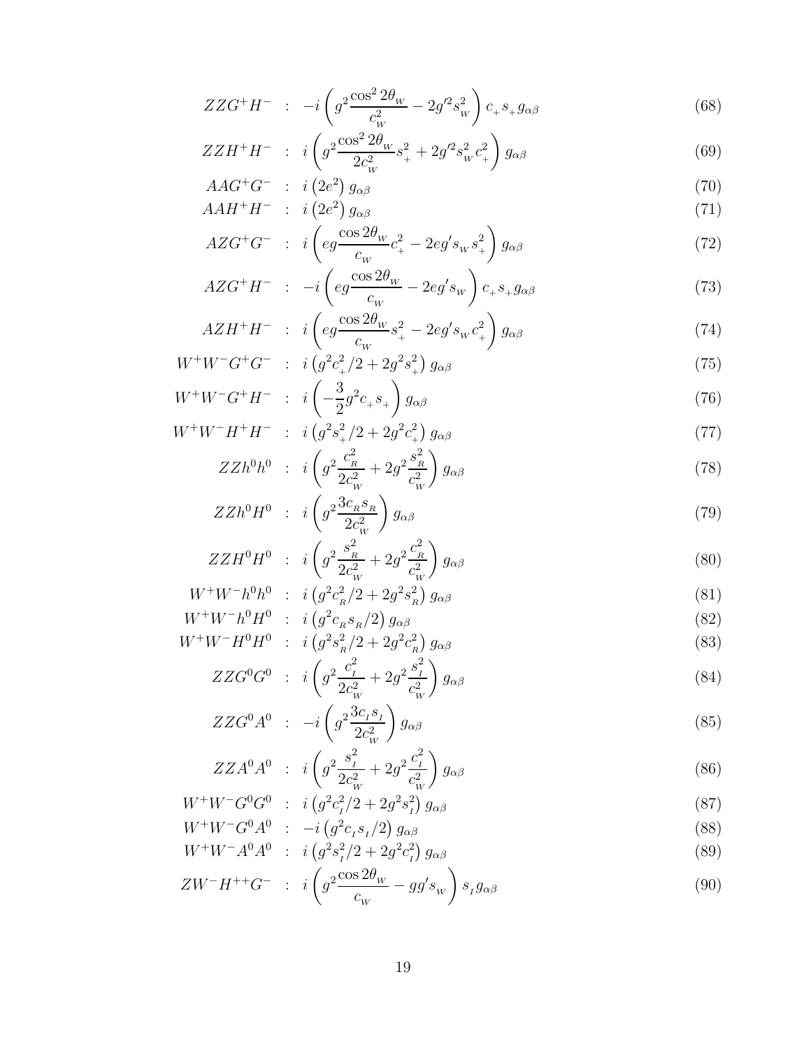$$ZZG^+H^- \;:\; -i\left(g^2\frac{\cos^2 2\theta_{_W}}{c_{_W}^2} - 2g'^2 s_{_W}^2\right) c_{_+} s_{_+} g_{\alpha\beta} \tag{68}$$

$$ZZH^+H^- \;:\; i\left(g^2\frac{\cos^2 2\theta_{_W}}{2c_{_W}^2} s_{_+}^2 + 2g'^2 s_{_W}^2 c_{_+}^2\right) g_{\alpha\beta} \tag{69}$$

$$AAG^+G^- \;:\; i\left(2e^2\right) g_{\alpha\beta} \tag{70}$$

$$AAH^+H^- \;:\; i\left(2e^2\right) g_{\alpha\beta} \tag{71}$$

$$AZG^+G^- \;:\; i\left(eg\frac{\cos 2\theta_{_W}}{c_{_W}} c_{_+}^2 - 2eg' s_{_W} s_{_+}^2\right) g_{\alpha\beta} \tag{72}$$

$$AZG^+H^- \;:\; -i\left(eg\frac{\cos 2\theta_{_W}}{c_{_W}} - 2eg' s_{_W}\right) c_{_+} s_{_+} g_{\alpha\beta} \tag{73}$$

$$AZH^+H^- \;:\; i\left(eg\frac{\cos 2\theta_{_W}}{c_{_W}} s_{_+}^2 - 2eg' s_{_W} c_{_+}^2\right) g_{\alpha\beta} \tag{74}$$

$$W^+W^-G^+G^- \;:\; i\left(g^2 c_{_+}^2/2 + 2g^2 s_{_+}^2\right) g_{\alpha\beta} \tag{75}$$

$$W^+W^-G^+H^- \;:\; i\left(-\frac{3}{2} g^2 c_{_+} s_{_+}\right) g_{\alpha\beta} \tag{76}$$

$$W^+W^-H^+H^- \;:\; i\left(g^2 s_{_+}^2/2 + 2g^2 c_{_+}^2\right) g_{\alpha\beta} \tag{77}$$

$$ZZh^0h^0 \;:\; i\left(g^2\frac{c_{_R}^2}{2c_{_W}^2} + 2g^2\frac{s_{_R}^2}{c_{_W}^2}\right) g_{\alpha\beta} \tag{78}$$

$$ZZh^0H^0 \;:\; i\left(g^2\frac{3c_{_R} s_{_R}}{2c_{_W}^2}\right) g_{\alpha\beta} \tag{79}$$

$$ZZH^0H^0 \;:\; i\left(g^2\frac{s_{_R}^2}{2c_{_W}^2} + 2g^2\frac{c_{_R}^2}{c_{_W}^2}\right) g_{\alpha\beta} \tag{80}$$

$$W^+W^-h^0h^0 \;:\; i\left(g^2 c_{_R}^2/2 + 2g^2 s_{_R}^2\right) g_{\alpha\beta} \tag{81}$$

$$W^+W^-h^0H^0 \;:\; i\left(g^2 c_{_R} s_{_R}/2\right) g_{\alpha\beta} \tag{82}$$

$$W^+W^-H^0H^0 \;:\; i\left(g^2 s_{_R}^2/2 + 2g^2 c_{_R}^2\right) g_{\alpha\beta} \tag{83}$$

$$ZZG^0G^0 \;:\; i\left(g^2\frac{c_{_I}^2}{2c_{_W}^2} + 2g^2\frac{s_{_I}^2}{c_{_W}^2}\right) g_{\alpha\beta} \tag{84}$$

$$ZZG^0A^0 \;:\; -i\left(g^2\frac{3c_{_I} s_{_I}}{2c_{_W}^2}\right) g_{\alpha\beta} \tag{85}$$

$$ZZA^0A^0 \;:\; i\left(g^2\frac{s_{_I}^2}{2c_{_W}^2} + 2g^2\frac{c_{_I}^2}{c_{_W}^2}\right) g_{\alpha\beta} \tag{86}$$

$$W^+W^-G^0G^0 \;:\; i\left(g^2 c_{_I}^2/2 + 2g^2 s_{_I}^2\right) g_{\alpha\beta} \tag{87}$$

$$W^+W^-G^0A^0 \;:\; -i\left(g^2 c_{_I} s_{_I}/2\right) g_{\alpha\beta} \tag{88}$$

$$W^+W^-A^0A^0 \;:\; i\left(g^2 s_{_I}^2/2 + 2g^2 c_{_I}^2\right) g_{\alpha\beta} \tag{89}$$

$$ZW^-H^{++}G^- \;:\; i\left(g^2\frac{\cos 2\theta_{_W}}{c_{_W}} - gg' s_{_W}\right) s_{_I} g_{\alpha\beta} \tag{90}$$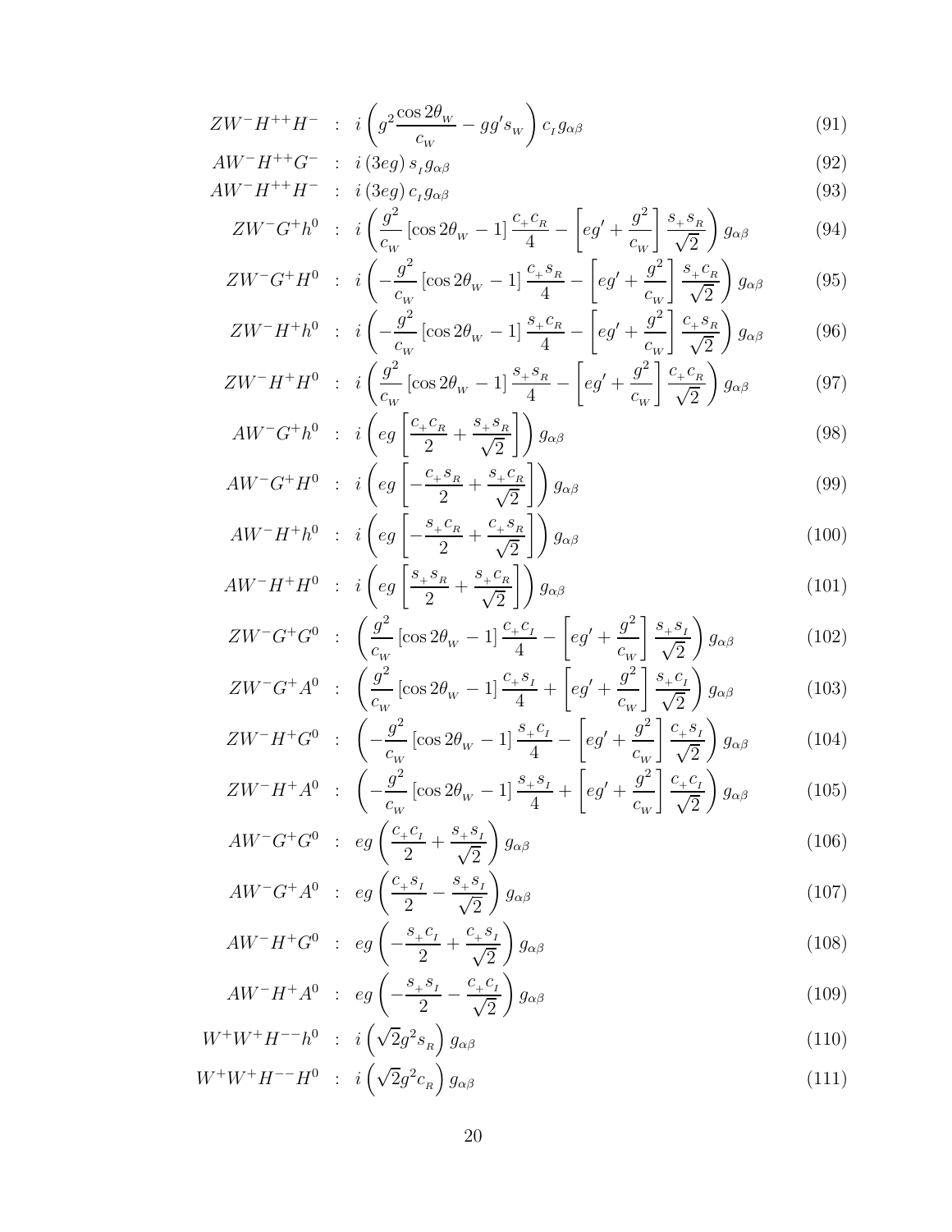$$ZW^-H^{++}H^- \ : \ i\left(g^2\frac{\cos 2\theta_W}{c_W} - gg's_W\right)c_I g_{\alpha\beta} \tag{91}$$

$$AW^-H^{++}G^- \ : \ i\left(3eg\right)s_I g_{\alpha\beta} \tag{92}$$

$$AW^-H^{++}H^- \ : \ i\left(3eg\right)c_I g_{\alpha\beta} \tag{93}$$

$$ZW^-G^+h^0 \ : \ i\left(\frac{g^2}{c_W}\left[\cos 2\theta_W - 1\right]\frac{c_+c_R}{4} - \left[eg' + \frac{g^2}{c_W}\right]\frac{s_+s_R}{\sqrt{2}}\right)g_{\alpha\beta} \tag{94}$$

$$ZW^-G^+H^0 \ : \ i\left(-\frac{g^2}{c_W}\left[\cos 2\theta_W - 1\right]\frac{c_+s_R}{4} - \left[eg' + \frac{g^2}{c_W}\right]\frac{s_+c_R}{\sqrt{2}}\right)g_{\alpha\beta} \tag{95}$$

$$ZW^-H^+h^0 \ : \ i\left(-\frac{g^2}{c_W}\left[\cos 2\theta_W - 1\right]\frac{s_+c_R}{4} - \left[eg' + \frac{g^2}{c_W}\right]\frac{c_+s_R}{\sqrt{2}}\right)g_{\alpha\beta} \tag{96}$$

$$ZW^-H^+H^0 \ : \ i\left(\frac{g^2}{c_W}\left[\cos 2\theta_W - 1\right]\frac{s_+s_R}{4} - \left[eg' + \frac{g^2}{c_W}\right]\frac{c_+c_R}{\sqrt{2}}\right)g_{\alpha\beta} \tag{97}$$

$$AW^-G^+h^0 \ : \ i\left(eg\left[\frac{c_+c_R}{2} + \frac{s_+s_R}{\sqrt{2}}\right]\right)g_{\alpha\beta} \tag{98}$$

$$AW^-G^+H^0 \ : \ i\left(eg\left[-\frac{c_+s_R}{2} + \frac{s_+c_R}{\sqrt{2}}\right]\right)g_{\alpha\beta} \tag{99}$$

$$AW^-H^+h^0 \ : \ i\left(eg\left[-\frac{s_+c_R}{2} + \frac{c_+s_R}{\sqrt{2}}\right]\right)g_{\alpha\beta} \tag{100}$$

$$AW^-H^+H^0 \ : \ i\left(eg\left[\frac{s_+s_R}{2} + \frac{s_+c_R}{\sqrt{2}}\right]\right)g_{\alpha\beta} \tag{101}$$

$$ZW^-G^+G^0 \ : \ \left(\frac{g^2}{c_W}\left[\cos 2\theta_W - 1\right]\frac{c_+c_I}{4} - \left[eg' + \frac{g^2}{c_W}\right]\frac{s_+s_I}{\sqrt{2}}\right)g_{\alpha\beta} \tag{102}$$

$$ZW^-G^+A^0 \ : \ \left(\frac{g^2}{c_W}\left[\cos 2\theta_W - 1\right]\frac{c_+s_I}{4} + \left[eg' + \frac{g^2}{c_W}\right]\frac{s_+c_I}{\sqrt{2}}\right)g_{\alpha\beta} \tag{103}$$

$$ZW^-H^+G^0 \ : \ \left(-\frac{g^2}{c_W}\left[\cos 2\theta_W - 1\right]\frac{s_+c_I}{4} - \left[eg' + \frac{g^2}{c_W}\right]\frac{c_+s_I}{\sqrt{2}}\right)g_{\alpha\beta} \tag{104}$$

$$ZW^-H^+A^0 \ : \ \left(-\frac{g^2}{c_W}\left[\cos 2\theta_W - 1\right]\frac{s_+s_I}{4} + \left[eg' + \frac{g^2}{c_W}\right]\frac{c_+c_I}{\sqrt{2}}\right)g_{\alpha\beta} \tag{105}$$

$$AW^-G^+G^0 \ : \ eg\left(\frac{c_+c_I}{2} + \frac{s_+s_I}{\sqrt{2}}\right)g_{\alpha\beta} \tag{106}$$

$$AW^-G^+A^0 \ : \ eg\left(\frac{c_+s_I}{2} - \frac{s_+s_I}{\sqrt{2}}\right)g_{\alpha\beta} \tag{107}$$

$$AW^-H^+G^0 \ : \ eg\left(-\frac{s_+c_I}{2} + \frac{c_+s_I}{\sqrt{2}}\right)g_{\alpha\beta} \tag{108}$$

$$AW^-H^+A^0 \ : \ eg\left(-\frac{s_+s_I}{2} - \frac{c_+c_I}{\sqrt{2}}\right)g_{\alpha\beta} \tag{109}$$

$$W^+W^+H^{--}h^0 \ : \ i\left(\sqrt{2}g^2s_R\right)g_{\alpha\beta} \tag{110}$$

$$W^+W^+H^{--}H^0 \ : \ i\left(\sqrt{2}g^2c_R\right)g_{\alpha\beta} \tag{111}$$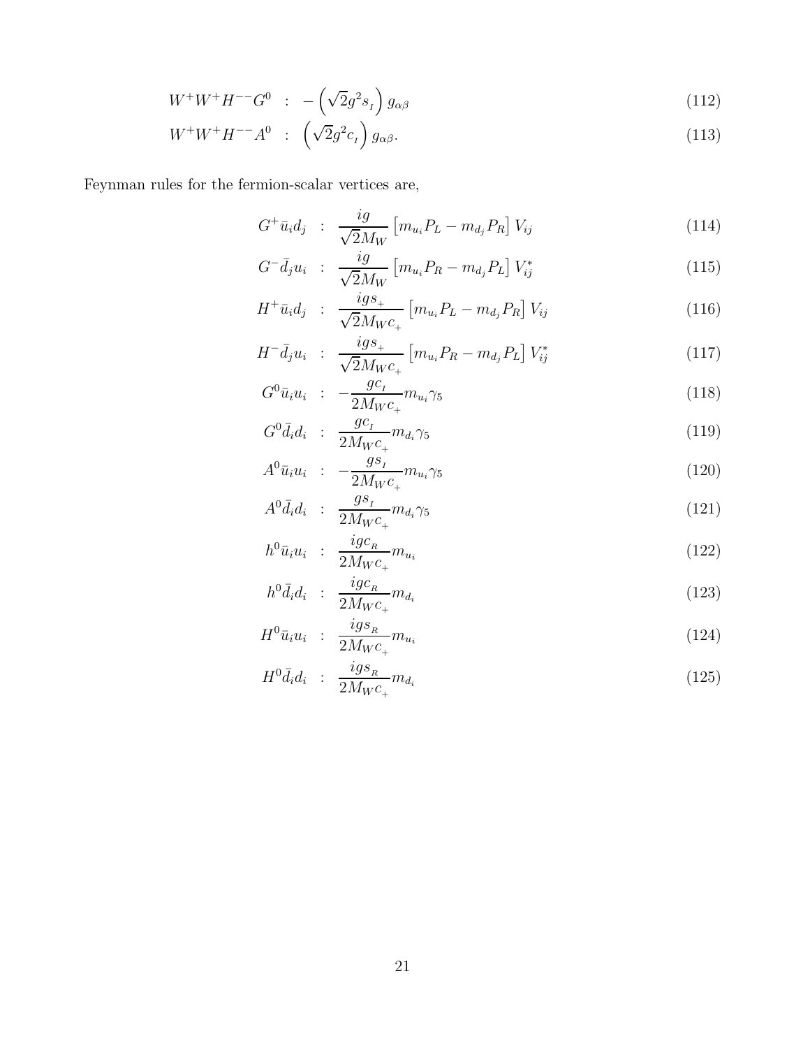$$W^+W^+H^{--}G^0 \quad : \quad -\left(\sqrt{2}g^2 s_{_I}\right) g_{\alpha\beta} \tag{112}$$

$$W^+W^+H^{--}A^0 \quad : \quad \left(\sqrt{2}g^2 c_{_I}\right) g_{\alpha\beta}. \tag{113}$$

Feynman rules for the fermion-scalar vertices are,

$$G^+\bar{u}_i d_j \quad : \quad \frac{ig}{\sqrt{2}M_W}\left[m_{u_i}P_L - m_{d_j}P_R\right] V_{ij} \tag{114}$$

$$G^-\bar{d}_j u_i \quad : \quad \frac{ig}{\sqrt{2}M_W}\left[m_{u_i}P_R - m_{d_j}P_L\right] V_{ij}^* \tag{115}$$

$$H^+\bar{u}_i d_j \quad : \quad \frac{igs_{_+}}{\sqrt{2}M_W c_{_+}}\left[m_{u_i}P_L - m_{d_j}P_R\right] V_{ij} \tag{116}$$

$$H^-\bar{d}_j u_i \quad : \quad \frac{igs_{_+}}{\sqrt{2}M_W c_{_+}}\left[m_{u_i}P_R - m_{d_j}P_L\right] V_{ij}^* \tag{117}$$

$$G^0\bar{u}_i u_i \quad : \quad -\frac{gc_{_I}}{2M_W c_{_+}} m_{u_i}\gamma_5 \tag{118}$$

$$G^0\bar{d}_i d_i \quad : \quad \frac{gc_{_I}}{2M_W c_{_+}} m_{d_i}\gamma_5 \tag{119}$$

$$A^0\bar{u}_i u_i \quad : \quad -\frac{gs_{_I}}{2M_W c_{_+}} m_{u_i}\gamma_5 \tag{120}$$

$$A^0\bar{d}_i d_i \quad : \quad \frac{gs_{_I}}{2M_W c_{_+}} m_{d_i}\gamma_5 \tag{121}$$

$$h^0\bar{u}_i u_i \quad : \quad \frac{igc_{_R}}{2M_W c_{_+}} m_{u_i} \tag{122}$$

$$h^0\bar{d}_i d_i \quad : \quad \frac{igc_{_R}}{2M_W c_{_+}} m_{d_i} \tag{123}$$

$$H^0\bar{u}_i u_i \quad : \quad \frac{igs_{_R}}{2M_W c_{_+}} m_{u_i} \tag{124}$$

$$H^0\bar{d}_i d_i \quad : \quad \frac{igs_{_R}}{2M_W c_{_+}} m_{d_i} \tag{125}$$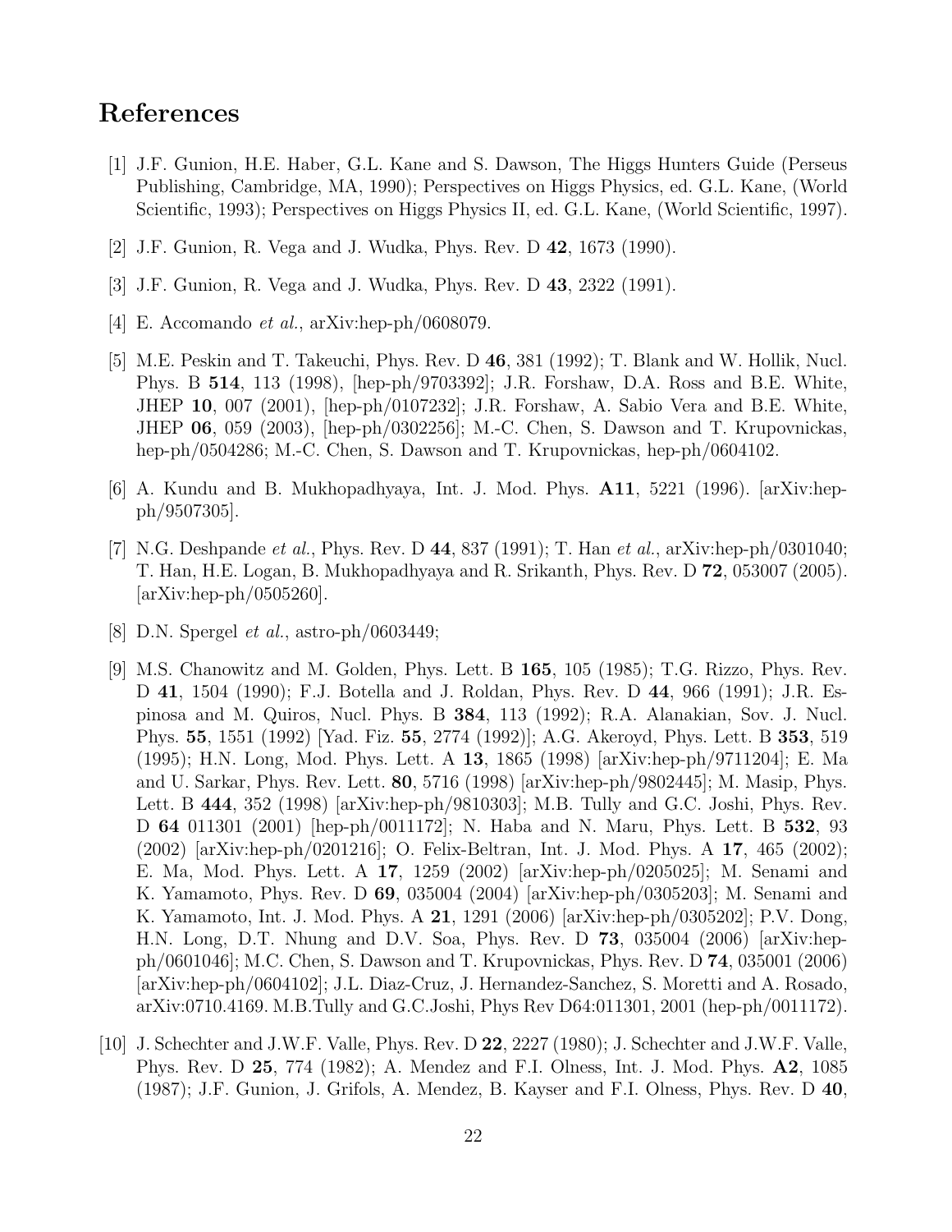# References

[1] J.F. Gunion, H.E. Haber, G.L. Kane and S. Dawson, The Higgs Hunters Guide (Perseus Publishing, Cambridge, MA, 1990); Perspectives on Higgs Physics, ed. G.L. Kane, (World Scientific, 1993); Perspectives on Higgs Physics II, ed. G.L. Kane, (World Scientific, 1997).

[2] J.F. Gunion, R. Vega and J. Wudka, Phys. Rev. D **42**, 1673 (1990).

[3] J.F. Gunion, R. Vega and J. Wudka, Phys. Rev. D **43**, 2322 (1991).

[4] E. Accomando *et al.*, arXiv:hep-ph/0608079.

[5] M.E. Peskin and T. Takeuchi, Phys. Rev. D **46**, 381 (1992); T. Blank and W. Hollik, Nucl. Phys. B **514**, 113 (1998), [hep-ph/9703392]; J.R. Forshaw, D.A. Ross and B.E. White, JHEP **10**, 007 (2001), [hep-ph/0107232]; J.R. Forshaw, A. Sabio Vera and B.E. White, JHEP **06**, 059 (2003), [hep-ph/0302256]; M.-C. Chen, S. Dawson and T. Krupovnickas, hep-ph/0504286; M.-C. Chen, S. Dawson and T. Krupovnickas, hep-ph/0604102.

[6] A. Kundu and B. Mukhopadhyaya, Int. J. Mod. Phys. **A11**, 5221 (1996). [arXiv:hep-ph/9507305].

[7] N.G. Deshpande *et al.*, Phys. Rev. D **44**, 837 (1991); T. Han *et al.*, arXiv:hep-ph/0301040; T. Han, H.E. Logan, B. Mukhopadhyaya and R. Srikanth, Phys. Rev. D **72**, 053007 (2005). [arXiv:hep-ph/0505260].

[8] D.N. Spergel *et al.*, astro-ph/0603449;

[9] M.S. Chanowitz and M. Golden, Phys. Lett. B **165**, 105 (1985); T.G. Rizzo, Phys. Rev. D **41**, 1504 (1990); F.J. Botella and J. Roldan, Phys. Rev. D **44**, 966 (1991); J.R. Espinosa and M. Quiros, Nucl. Phys. B **384**, 113 (1992); R.A. Alanakian, Sov. J. Nucl. Phys. **55**, 1551 (1992) [Yad. Fiz. **55**, 2774 (1992)]; A.G. Akeroyd, Phys. Lett. B **353**, 519 (1995); H.N. Long, Mod. Phys. Lett. A **13**, 1865 (1998) [arXiv:hep-ph/9711204]; E. Ma and U. Sarkar, Phys. Rev. Lett. **80**, 5716 (1998) [arXiv:hep-ph/9802445]; M. Masip, Phys. Lett. B **444**, 352 (1998) [arXiv:hep-ph/9810303]; M.B. Tully and G.C. Joshi, Phys. Rev. D **64** 011301 (2001) [hep-ph/0011172]; N. Haba and N. Maru, Phys. Lett. B **532**, 93 (2002) [arXiv:hep-ph/0201216]; O. Felix-Beltran, Int. J. Mod. Phys. A **17**, 465 (2002); E. Ma, Mod. Phys. Lett. A **17**, 1259 (2002) [arXiv:hep-ph/0205025]; M. Senami and K. Yamamoto, Phys. Rev. D **69**, 035004 (2004) [arXiv:hep-ph/0305203]; M. Senami and K. Yamamoto, Int. J. Mod. Phys. A **21**, 1291 (2006) [arXiv:hep-ph/0305202]; P.V. Dong, H.N. Long, D.T. Nhung and D.V. Soa, Phys. Rev. D **73**, 035004 (2006) [arXiv:hep-ph/0601046]; M.C. Chen, S. Dawson and T. Krupovnickas, Phys. Rev. D **74**, 035001 (2006) [arXiv:hep-ph/0604102]; J.L. Diaz-Cruz, J. Hernandez-Sanchez, S. Moretti and A. Rosado, arXiv:0710.4169. M.B.Tully and G.C.Joshi, Phys Rev D64:011301, 2001 (hep-ph/0011172).

[10] J. Schechter and J.W.F. Valle, Phys. Rev. D **22**, 2227 (1980); J. Schechter and J.W.F. Valle, Phys. Rev. D **25**, 774 (1982); A. Mendez and F.I. Olness, Int. J. Mod. Phys. **A2**, 1085 (1987); J.F. Gunion, J. Grifols, A. Mendez, B. Kayser and F.I. Olness, Phys. Rev. D **40**,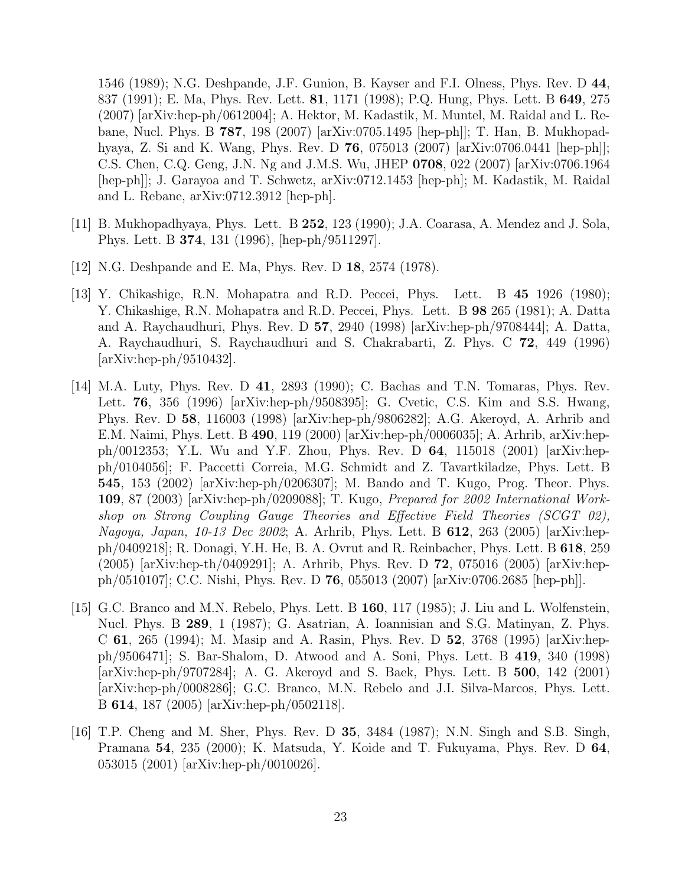1546 (1989); N.G. Deshpande, J.F. Gunion, B. Kayser and F.I. Olness, Phys. Rev. D **44**, 837 (1991); E. Ma, Phys. Rev. Lett. **81**, 1171 (1998); P.Q. Hung, Phys. Lett. B **649**, 275 (2007) [arXiv:hep-ph/0612004]; A. Hektor, M. Kadastik, M. Muntel, M. Raidal and L. Rebane, Nucl. Phys. B **787**, 198 (2007) [arXiv:0705.1495 [hep-ph]]; T. Han, B. Mukhopadhyaya, Z. Si and K. Wang, Phys. Rev. D **76**, 075013 (2007) [arXiv:0706.0441 [hep-ph]]; C.S. Chen, C.Q. Geng, J.N. Ng and J.M.S. Wu, JHEP **0708**, 022 (2007) [arXiv:0706.1964 [hep-ph]]; J. Garayoa and T. Schwetz, arXiv:0712.1453 [hep-ph]; M. Kadastik, M. Raidal and L. Rebane, arXiv:0712.3912 [hep-ph].

[11] B. Mukhopadhyaya, Phys. Lett. B **252**, 123 (1990); J.A. Coarasa, A. Mendez and J. Sola, Phys. Lett. B **374**, 131 (1996), [hep-ph/9511297].

[12] N.G. Deshpande and E. Ma, Phys. Rev. D **18**, 2574 (1978).

[13] Y. Chikashige, R.N. Mohapatra and R.D. Peccei, Phys. Lett. B **45** 1926 (1980); Y. Chikashige, R.N. Mohapatra and R.D. Peccei, Phys. Lett. B **98** 265 (1981); A. Datta and A. Raychaudhuri, Phys. Rev. D **57**, 2940 (1998) [arXiv:hep-ph/9708444]; A. Datta, A. Raychaudhuri, S. Raychaudhuri and S. Chakrabarti, Z. Phys. C **72**, 449 (1996) [arXiv:hep-ph/9510432].

[14] M.A. Luty, Phys. Rev. D **41**, 2893 (1990); C. Bachas and T.N. Tomaras, Phys. Rev. Lett. **76**, 356 (1996) [arXiv:hep-ph/9508395]; G. Cvetic, C.S. Kim and S.S. Hwang, Phys. Rev. D **58**, 116003 (1998) [arXiv:hep-ph/9806282]; A.G. Akeroyd, A. Arhrib and E.M. Naimi, Phys. Lett. B **490**, 119 (2000) [arXiv:hep-ph/0006035]; A. Arhrib, arXiv:hep-ph/0012353; Y.L. Wu and Y.F. Zhou, Phys. Rev. D **64**, 115018 (2001) [arXiv:hep-ph/0104056]; F. Paccetti Correia, M.G. Schmidt and Z. Tavartkiladze, Phys. Lett. B **545**, 153 (2002) [arXiv:hep-ph/0206307]; M. Bando and T. Kugo, Prog. Theor. Phys. **109**, 87 (2003) [arXiv:hep-ph/0209088]; T. Kugo, *Prepared for 2002 International Workshop on Strong Coupling Gauge Theories and Effective Field Theories (SCGT 02), Nagoya, Japan, 10-13 Dec 2002*; A. Arhrib, Phys. Lett. B **612**, 263 (2005) [arXiv:hep-ph/0409218]; R. Donagi, Y.H. He, B. A. Ovrut and R. Reinbacher, Phys. Lett. B **618**, 259 (2005) [arXiv:hep-th/0409291]; A. Arhrib, Phys. Rev. D **72**, 075016 (2005) [arXiv:hep-ph/0510107]; C.C. Nishi, Phys. Rev. D **76**, 055013 (2007) [arXiv:0706.2685 [hep-ph]].

[15] G.C. Branco and M.N. Rebelo, Phys. Lett. B **160**, 117 (1985); J. Liu and L. Wolfenstein, Nucl. Phys. B **289**, 1 (1987); G. Asatrian, A. Ioannisian and S.G. Matinyan, Z. Phys. C **61**, 265 (1994); M. Masip and A. Rasin, Phys. Rev. D **52**, 3768 (1995) [arXiv:hep-ph/9506471]; S. Bar-Shalom, D. Atwood and A. Soni, Phys. Lett. B **419**, 340 (1998) [arXiv:hep-ph/9707284]; A. G. Akeroyd and S. Baek, Phys. Lett. B **500**, 142 (2001) [arXiv:hep-ph/0008286]; G.C. Branco, M.N. Rebelo and J.I. Silva-Marcos, Phys. Lett. B **614**, 187 (2005) [arXiv:hep-ph/0502118].

[16] T.P. Cheng and M. Sher, Phys. Rev. D **35**, 3484 (1987); N.N. Singh and S.B. Singh, Pramana **54**, 235 (2000); K. Matsuda, Y. Koide and T. Fukuyama, Phys. Rev. D **64**, 053015 (2001) [arXiv:hep-ph/0010026].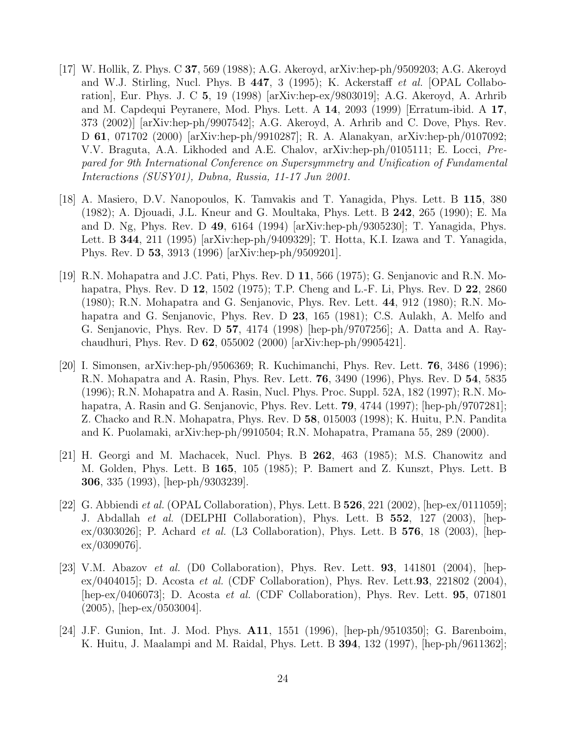[17] W. Hollik, Z. Phys. C **37**, 569 (1988); A.G. Akeroyd, arXiv:hep-ph/9509203; A.G. Akeroyd and W.J. Stirling, Nucl. Phys. B **447**, 3 (1995); K. Ackerstaff *et al.* [OPAL Collaboration], Eur. Phys. J. C **5**, 19 (1998) [arXiv:hep-ex/9803019]; A.G. Akeroyd, A. Arhrib and M. Capdequi Peyranere, Mod. Phys. Lett. A **14**, 2093 (1999) [Erratum-ibid. A **17**, 373 (2002)] [arXiv:hep-ph/9907542]; A.G. Akeroyd, A. Arhrib and C. Dove, Phys. Rev. D **61**, 071702 (2000) [arXiv:hep-ph/9910287]; R. A. Alanakyan, arXiv:hep-ph/0107092; V.V. Braguta, A.A. Likhoded and A.E. Chalov, arXiv:hep-ph/0105111; E. Locci, *Prepared for 9th International Conference on Supersymmetry and Unification of Fundamental Interactions (SUSY01), Dubna, Russia, 11-17 Jun 2001.*

[18] A. Masiero, D.V. Nanopoulos, K. Tamvakis and T. Yanagida, Phys. Lett. B **115**, 380 (1982); A. Djouadi, J.L. Kneur and G. Moultaka, Phys. Lett. B **242**, 265 (1990); E. Ma and D. Ng, Phys. Rev. D **49**, 6164 (1994) [arXiv:hep-ph/9305230]; T. Yanagida, Phys. Lett. B **344**, 211 (1995) [arXiv:hep-ph/9409329]; T. Hotta, K.I. Izawa and T. Yanagida, Phys. Rev. D **53**, 3913 (1996) [arXiv:hep-ph/9509201].

[19] R.N. Mohapatra and J.C. Pati, Phys. Rev. D **11**, 566 (1975); G. Senjanovic and R.N. Mohapatra, Phys. Rev. D **12**, 1502 (1975); T.P. Cheng and L.-F. Li, Phys. Rev. D **22**, 2860 (1980); R.N. Mohapatra and G. Senjanovic, Phys. Rev. Lett. **44**, 912 (1980); R.N. Mohapatra and G. Senjanovic, Phys. Rev. D **23**, 165 (1981); C.S. Aulakh, A. Melfo and G. Senjanovic, Phys. Rev. D **57**, 4174 (1998) [hep-ph/9707256]; A. Datta and A. Raychaudhuri, Phys. Rev. D **62**, 055002 (2000) [arXiv:hep-ph/9905421].

[20] I. Simonsen, arXiv:hep-ph/9506369; R. Kuchimanchi, Phys. Rev. Lett. **76**, 3486 (1996); R.N. Mohapatra and A. Rasin, Phys. Rev. Lett. **76**, 3490 (1996), Phys. Rev. D **54**, 5835 (1996); R.N. Mohapatra and A. Rasin, Nucl. Phys. Proc. Suppl. 52A, 182 (1997); R.N. Mohapatra, A. Rasin and G. Senjanovic, Phys. Rev. Lett. **79**, 4744 (1997); [hep-ph/9707281]; Z. Chacko and R.N. Mohapatra, Phys. Rev. D **58**, 015003 (1998); K. Huitu, P.N. Pandita and K. Puolamaki, arXiv:hep-ph/9910504; R.N. Mohapatra, Pramana 55, 289 (2000).

[21] H. Georgi and M. Machacek, Nucl. Phys. B **262**, 463 (1985); M.S. Chanowitz and M. Golden, Phys. Lett. B **165**, 105 (1985); P. Bamert and Z. Kunszt, Phys. Lett. B **306**, 335 (1993), [hep-ph/9303239].

[22] G. Abbiendi *et al.* (OPAL Collaboration), Phys. Lett. B **526**, 221 (2002), [hep-ex/0111059]; J. Abdallah *et al.* (DELPHI Collaboration), Phys. Lett. B **552**, 127 (2003), [hep-ex/0303026]; P. Achard *et al.* (L3 Collaboration), Phys. Lett. B **576**, 18 (2003), [hep-ex/0309076].

[23] V.M. Abazov *et al.* (D0 Collaboration), Phys. Rev. Lett. **93**, 141801 (2004), [hep-ex/0404015]; D. Acosta *et al.* (CDF Collaboration), Phys. Rev. Lett.**93**, 221802 (2004), [hep-ex/0406073]; D. Acosta *et al.* (CDF Collaboration), Phys. Rev. Lett. **95**, 071801 (2005), [hep-ex/0503004].

[24] J.F. Gunion, Int. J. Mod. Phys. **A11**, 1551 (1996), [hep-ph/9510350]; G. Barenboim, K. Huitu, J. Maalampi and M. Raidal, Phys. Lett. B **394**, 132 (1997), [hep-ph/9611362];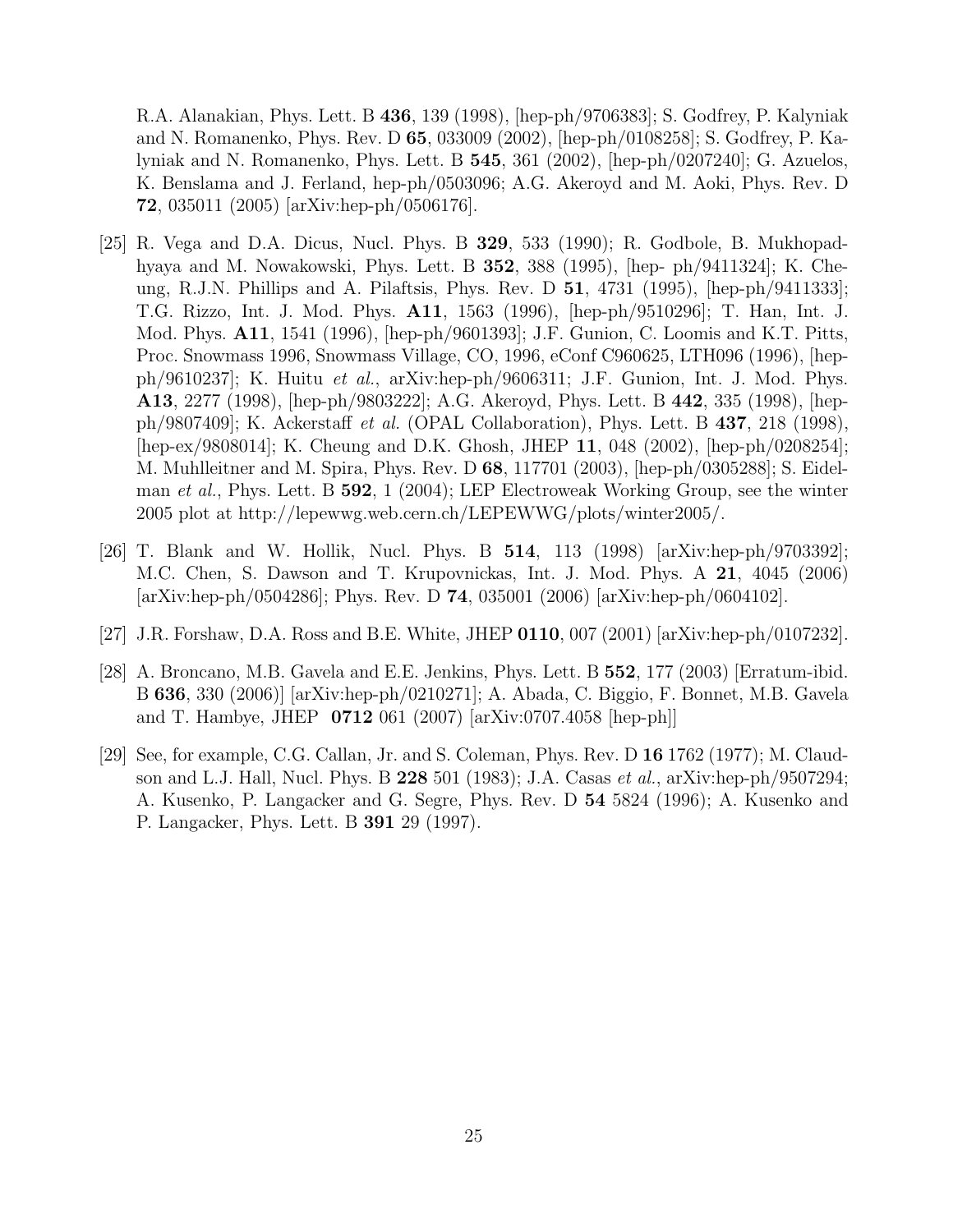R.A. Alanakian, Phys. Lett. B **436**, 139 (1998), [hep-ph/9706383]; S. Godfrey, P. Kalyniak and N. Romanenko, Phys. Rev. D **65**, 033009 (2002), [hep-ph/0108258]; S. Godfrey, P. Kalyniak and N. Romanenko, Phys. Lett. B **545**, 361 (2002), [hep-ph/0207240]; G. Azuelos, K. Benslama and J. Ferland, hep-ph/0503096; A.G. Akeroyd and M. Aoki, Phys. Rev. D **72**, 035011 (2005) [arXiv:hep-ph/0506176].

[25] R. Vega and D.A. Dicus, Nucl. Phys. B **329**, 533 (1990); R. Godbole, B. Mukhopadhyaya and M. Nowakowski, Phys. Lett. B **352**, 388 (1995), [hep- ph/9411324]; K. Cheung, R.J.N. Phillips and A. Pilaftsis, Phys. Rev. D **51**, 4731 (1995), [hep-ph/9411333]; T.G. Rizzo, Int. J. Mod. Phys. **A11**, 1563 (1996), [hep-ph/9510296]; T. Han, Int. J. Mod. Phys. **A11**, 1541 (1996), [hep-ph/9601393]; J.F. Gunion, C. Loomis and K.T. Pitts, Proc. Snowmass 1996, Snowmass Village, CO, 1996, eConf C960625, LTH096 (1996), [hep-ph/9610237]; K. Huitu *et al.*, arXiv:hep-ph/9606311; J.F. Gunion, Int. J. Mod. Phys. **A13**, 2277 (1998), [hep-ph/9803222]; A.G. Akeroyd, Phys. Lett. B **442**, 335 (1998), [hep-ph/9807409]; K. Ackerstaff *et al.* (OPAL Collaboration), Phys. Lett. B **437**, 218 (1998), [hep-ex/9808014]; K. Cheung and D.K. Ghosh, JHEP **11**, 048 (2002), [hep-ph/0208254]; M. Muhlleitner and M. Spira, Phys. Rev. D **68**, 117701 (2003), [hep-ph/0305288]; S. Eidelman *et al.*, Phys. Lett. B **592**, 1 (2004); LEP Electroweak Working Group, see the winter 2005 plot at http://lepewwg.web.cern.ch/LEPEWWG/plots/winter2005/.

[26] T. Blank and W. Hollik, Nucl. Phys. B **514**, 113 (1998) [arXiv:hep-ph/9703392]; M.C. Chen, S. Dawson and T. Krupovnickas, Int. J. Mod. Phys. A **21**, 4045 (2006) [arXiv:hep-ph/0504286]; Phys. Rev. D **74**, 035001 (2006) [arXiv:hep-ph/0604102].

[27] J.R. Forshaw, D.A. Ross and B.E. White, JHEP **0110**, 007 (2001) [arXiv:hep-ph/0107232].

[28] A. Broncano, M.B. Gavela and E.E. Jenkins, Phys. Lett. B **552**, 177 (2003) [Erratum-ibid. B **636**, 330 (2006)] [arXiv:hep-ph/0210271]; A. Abada, C. Biggio, F. Bonnet, M.B. Gavela and T. Hambye, JHEP **0712** 061 (2007) [arXiv:0707.4058 [hep-ph]]

[29] See, for example, C.G. Callan, Jr. and S. Coleman, Phys. Rev. D **16** 1762 (1977); M. Claudson and L.J. Hall, Nucl. Phys. B **228** 501 (1983); J.A. Casas *et al.*, arXiv:hep-ph/9507294; A. Kusenko, P. Langacker and G. Segre, Phys. Rev. D **54** 5824 (1996); A. Kusenko and P. Langacker, Phys. Lett. B **391** 29 (1997).